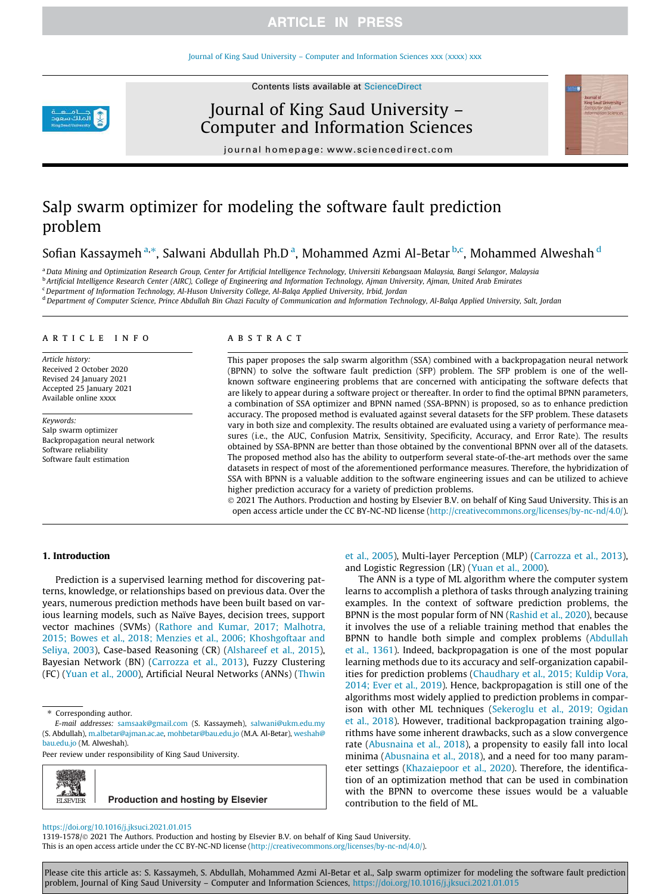# Salp swarm optimizer for modeling the software fault prediction problem

Sofian Kassaymeh [a,*], Salwani Abdullah Ph.D [a], Mohammed Azmi Al-Betar [b,c], Mohammed Alweshah [d]

[a] Data Mining and Optimization Research Group, Center for Artificial Intelligence Technology, Universiti Kebangsaan Malaysia, Bangi Selangor, Malaysia
[b] Artificial Intelligence Research Center (AIRC), College of Engineering and Information Technology, Ajman University, Ajman, United Arab Emirates
[c] Department of Information Technology, Al-Huson University College, Al-Balqa Applied University, Irbid, Jordan
[d] Department of Computer Science, Prince Abdullah Bin Ghazi Faculty of Communication and Information Technology, Al-Balqa Applied University, Salt, Jordan

## ARTICLE INFO

*Article history:*
Received 2 October 2020
Revised 24 January 2021
Accepted 25 January 2021
Available online xxxx

*Keywords:*
Salp swarm optimizer
Backpropagation neural network
Software reliability
Software fault estimation

## ABSTRACT

This paper proposes the salp swarm algorithm (SSA) combined with a backpropagation neural network (BPNN) to solve the software fault prediction (SFP) problem. The SFP problem is one of the well-known software engineering problems that are concerned with anticipating the software defects that are likely to appear during a software project or thereafter. In order to find the optimal BPNN parameters, a combination of SSA optimizer and BPNN named (SSA-BPNN) is proposed, so as to enhance prediction accuracy. The proposed method is evaluated against several datasets for the SFP problem. These datasets vary in both size and complexity. The results obtained are evaluated using a variety of performance measures (i.e., the AUC, Confusion Matrix, Sensitivity, Specificity, Accuracy, and Error Rate). The results obtained by SSA-BPNN are better than those obtained by the conventional BPNN over all of the datasets. The proposed method also has the ability to outperform several state-of-the-art methods over the same datasets in respect of most of the aforementioned performance measures. Therefore, the hybridization of SSA with BPNN is a valuable addition to the software engineering issues and can be utilized to achieve higher prediction accuracy for a variety of prediction problems.

© 2021 The Authors. Production and hosting by Elsevier B.V. on behalf of King Saud University. This is an open access article under the CC BY-NC-ND license (http://creativecommons.org/licenses/by-nc-nd/4.0/).

## 1. Introduction

Prediction is a supervised learning method for discovering patterns, knowledge, or relationships based on previous data. Over the years, numerous prediction methods have been built based on various learning models, such as Naïve Bayes, decision trees, support vector machines (SVMs) (Rathore and Kumar, 2017; Malhotra, 2015; Bowes et al., 2018; Menzies et al., 2006; Khoshgoftaar and Seliya, 2003), Case-based Reasoning (CR) (Alshareef et al., 2015), Bayesian Network (BN) (Carrozza et al., 2013), Fuzzy Clustering (FC) (Yuan et al., 2000), Artificial Neural Networks (ANNs) (Thwin et al., 2005), Multi-layer Perception (MLP) (Carrozza et al., 2013), and Logistic Regression (LR) (Yuan et al., 2000).

The ANN is a type of ML algorithm where the computer system learns to accomplish a plethora of tasks through analyzing training examples. In the context of software prediction problems, the BPNN is the most popular form of NN (Rashid et al., 2020), because it involves the use of a reliable training method that enables the BPNN to handle both simple and complex problems (Abdullah et al., 1361). Indeed, backpropagation is one of the most popular learning methods due to its accuracy and self-organization capabilities for prediction problems (Chaudhary et al., 2015; Kuldip Vora, 2014; Ever et al., 2019). Hence, backpropagation is still one of the algorithms most widely applied to prediction problems in comparison with other ML techniques (Sekeroglu et al., 2019; Ogidan et al., 2018). However, traditional backpropagation training algorithms have some inherent drawbacks, such as a slow convergence rate (Abusnaina et al., 2018), a propensity to easily fall into local minima (Abusnaina et al., 2018), and a need for too many parameter settings (Khazaiepoor et al., 2020). Therefore, the identification of an optimization method that can be used in combination with the BPNN to overcome these issues would be a valuable contribution to the field of ML.

\* Corresponding author.
*E-mail addresses:* samsaak@gmail.com (S. Kassaymeh), salwani@ukm.edu.my (S. Abdullah), m.albetar@ajman.ac.ae, mohbetar@bau.edu.jo (M.A. Al-Betar), weshah@bau.edu.jo (M. Alweshah).

Peer review under responsibility of King Saud University.

https://doi.org/10.1016/j.jksuci.2021.01.015
1319-1578/© 2021 The Authors. Production and hosting by Elsevier B.V. on behalf of King Saud University.
This is an open access article under the CC BY-NC-ND license (http://creativecommons.org/licenses/by-nc-nd/4.0/).

Please cite this article as: S. Kassaymeh, S. Abdullah, Mohammed Azmi Al-Betar et al., Salp swarm optimizer for modeling the software fault prediction problem, Journal of King Saud University – Computer and Information Sciences, https://doi.org/10.1016/j.jksuci.2021.01.015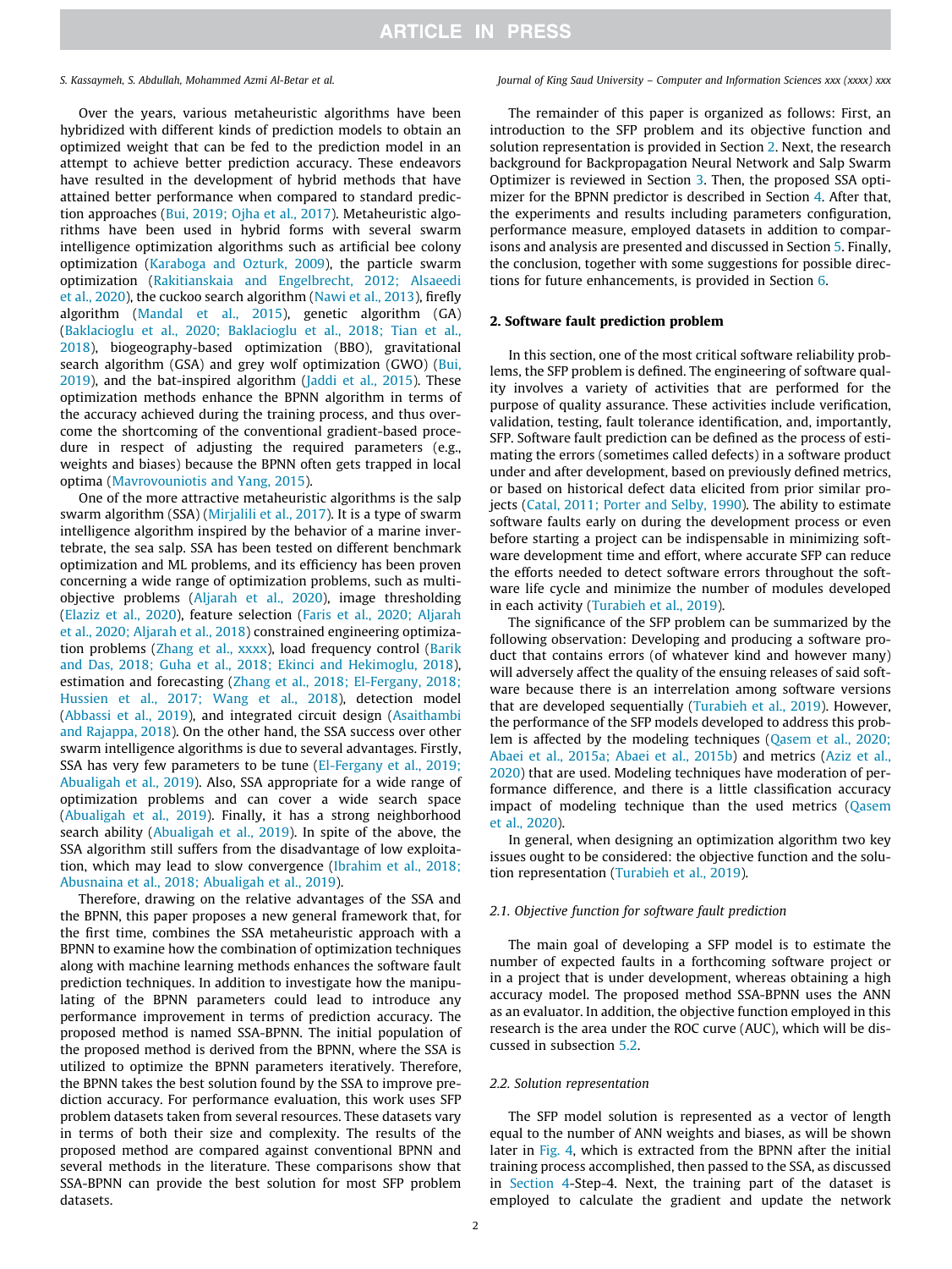Over the years, various metaheuristic algorithms have been hybridized with different kinds of prediction models to obtain an optimized weight that can be fed to the prediction model in an attempt to achieve better prediction accuracy. These endeavors have resulted in the development of hybrid methods that have attained better performance when compared to standard prediction approaches (Bui, 2019; Ojha et al., 2017). Metaheuristic algorithms have been used in hybrid forms with several swarm intelligence optimization algorithms such as artificial bee colony optimization (Karaboga and Ozturk, 2009), the particle swarm optimization (Rakitianskaia and Engelbrecht, 2012; Alsaeedi et al., 2020), the cuckoo search algorithm (Nawi et al., 2013), firefly algorithm (Mandal et al., 2015), genetic algorithm (GA) (Baklacioglu et al., 2020; Baklacioglu et al., 2018; Tian et al., 2018), biogeography-based optimization (BBO), gravitational search algorithm (GSA) and grey wolf optimization (GWO) (Bui, 2019), and the bat-inspired algorithm (Jaddi et al., 2015). These optimization methods enhance the BPNN algorithm in terms of the accuracy achieved during the training process, and thus overcome the shortcoming of the conventional gradient-based procedure in respect of adjusting the required parameters (e.g., weights and biases) because the BPNN often gets trapped in local optima (Mavrovouniotis and Yang, 2015).

One of the more attractive metaheuristic algorithms is the salp swarm algorithm (SSA) (Mirjalili et al., 2017). It is a type of swarm intelligence algorithm inspired by the behavior of a marine invertebrate, the sea salp. SSA has been tested on different benchmark optimization and ML problems, and its efficiency has been proven concerning a wide range of optimization problems, such as multi-objective problems (Aljarah et al., 2020), image thresholding (Elaziz et al., 2020), feature selection (Faris et al., 2020; Aljarah et al., 2020; Aljarah et al., 2018) constrained engineering optimization problems (Zhang et al., xxxx), load frequency control (Barik and Das, 2018; Guha et al., 2018; Ekinci and Hekimoglu, 2018), estimation and forecasting (Zhang et al., 2018; El-Fergany, 2018; Hussien et al., 2017; Wang et al., 2018), detection model (Abbassi et al., 2019), and integrated circuit design (Asaithambi and Rajappa, 2018). On the other hand, the SSA success over other swarm intelligence algorithms is due to several advantages. Firstly, SSA has very few parameters to be tune (El-Fergany et al., 2019; Abualigah et al., 2019). Also, SSA appropriate for a wide range of optimization problems and can cover a wide search space (Abualigah et al., 2019). Finally, it has a strong neighborhood search ability (Abualigah et al., 2019). In spite of the above, the SSA algorithm still suffers from the disadvantage of low exploitation, which may lead to slow convergence (Ibrahim et al., 2018; Abusnaina et al., 2018; Abualigah et al., 2019).

Therefore, drawing on the relative advantages of the SSA and the BPNN, this paper proposes a new general framework that, for the first time, combines the SSA metaheuristic approach with a BPNN to examine how the combination of optimization techniques along with machine learning methods enhances the software fault prediction techniques. In addition to investigate how the manipulating of the BPNN parameters could lead to introduce any performance improvement in terms of prediction accuracy. The proposed method is named SSA-BPNN. The initial population of the proposed method is taken from the BPNN, where the SSA is utilized to optimize the BPNN parameters iteratively. Therefore, the BPNN takes the best solution found by the SSA to improve prediction accuracy. For performance evaluation, this work uses SFP problem datasets taken from several resources. These datasets vary in terms of both their size and complexity. The results of the proposed method are compared against conventional BPNN and several methods in the literature. These comparisons show that SSA-BPNN can provide the best solution for most SFP problem datasets.

The remainder of this paper is organized as follows: First, an introduction to the SFP problem and its objective function and solution representation is provided in Section 2. Next, the research background for Backpropagation Neural Network and Salp Swarm Optimizer is reviewed in Section 3. Then, the proposed SSA optimizer for the BPNN predictor is described in Section 4. After that, the experiments and results including parameters configuration, performance measure, employed datasets in addition to comparisons and analysis are presented and discussed in Section 5. Finally, the conclusion, together with some suggestions for possible directions for future enhancements, is provided in Section 6.

## 2. Software fault prediction problem

In this section, one of the most critical software reliability problems, the SFP problem is defined. The engineering of software quality involves a variety of activities that are performed for the purpose of quality assurance. These activities include verification, validation, testing, fault tolerance identification, and, importantly, SFP. Software fault prediction can be defined as the process of estimating the errors (sometimes called defects) in a software product under and after development, based on previously defined metrics, or based on historical defect data elicited from prior similar projects (Catal, 2011; Porter and Selby, 1990). The ability to estimate software faults early on during the development process or even before starting a project can be indispensable in minimizing software development time and effort, where accurate SFP can reduce the efforts needed to detect software errors throughout the software life cycle and minimize the number of modules developed in each activity (Turabieh et al., 2019).

The significance of the SFP problem can be summarized by the following observation: Developing and producing a software product that contains errors (of whatever kind and however many) will adversely affect the quality of the ensuing releases of said software because there is an interrelation among software versions that are developed sequentially (Turabieh et al., 2019). However, the performance of the SFP models developed to address this problem is affected by the modeling techniques (Qasem et al., 2020; Abaei et al., 2015a; Abaei et al., 2015b) and metrics (Aziz et al., 2020) that are used. Modeling techniques have moderation of performance difference, and there is a little classification accuracy impact of modeling technique than the used metrics (Qasem et al., 2020).

In general, when designing an optimization algorithm two key issues ought to be considered: the objective function and the solution representation (Turabieh et al., 2019).

### 2.1. Objective function for software fault prediction

The main goal of developing a SFP model is to estimate the number of expected faults in a forthcoming software project or in a project that is under development, whereas obtaining a high accuracy model. The proposed method SSA-BPNN uses the ANN as an evaluator. In addition, the objective function employed in this research is the area under the ROC curve (AUC), which will be discussed in subsection 5.2.

### 2.2. Solution representation

The SFP model solution is represented as a vector of length equal to the number of ANN weights and biases, as will be shown later in Fig. 4, which is extracted from the BPNN after the initial training process accomplished, then passed to the SSA, as discussed in Section 4-Step-4. Next, the training part of the dataset is employed to calculate the gradient and update the network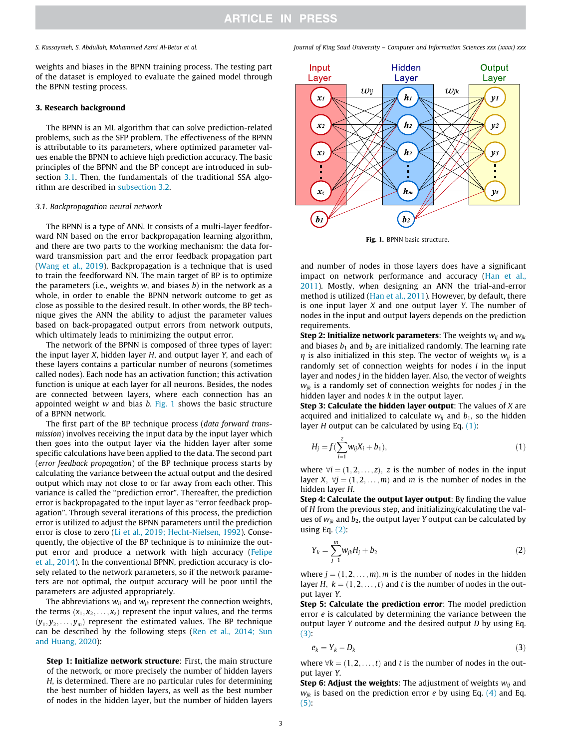weights and biases in the BPNN training process. The testing part of the dataset is employed to evaluate the gained model through the BPNN testing process.

## 3. Research background

The BPNN is an ML algorithm that can solve prediction-related problems, such as the SFP problem. The effectiveness of the BPNN is attributable to its parameters, where optimized parameter values enable the BPNN to achieve high prediction accuracy. The basic principles of the BPNN and the BP concept are introduced in subsection 3.1. Then, the fundamentals of the traditional SSA algorithm are described in subsection 3.2.

### 3.1. Backpropagation neural network

The BPNN is a type of ANN. It consists of a multi-layer feedforward NN based on the error backpropagation learning algorithm, and there are two parts to the working mechanism: the data forward transmission part and the error feedback propagation part (Wang et al., 2019). Backpropagation is a technique that is used to train the feedforward NN. The main target of BP is to optimize the parameters (i.e., weights $w$, and biases $b$) in the network as a whole, in order to enable the BPNN network outcome to get as close as possible to the desired result. In other words, the BP technique gives the ANN the ability to adjust the parameter values based on back-propagated output errors from network outputs, which ultimately leads to minimizing the output error.

The network of the BPNN is composed of three types of layer: the input layer $X$, hidden layer $H$, and output layer $Y$, and each of these layers contains a particular number of neurons (sometimes called nodes). Each node has an activation function; this activation function is unique at each layer for all neurons. Besides, the nodes are connected between layers, where each connection has an appointed weight $w$ and bias $b$. Fig. 1 shows the basic structure of a BPNN network.

The first part of the BP technique process (*data forward transmission*) involves receiving the input data by the input layer which then goes into the output layer via the hidden layer after some specific calculations have been applied to the data. The second part (*error feedback propagation*) of the BP technique process starts by calculating the variance between the actual output and the desired output which may not close to or far away from each other. This variance is called the "prediction error". Thereafter, the prediction error is backpropagated to the input layer as "error feedback propagation". Through several iterations of this process, the prediction error is utilized to adjust the BPNN parameters until the prediction error is close to zero (Li et al., 2019; Hecht-Nielsen, 1992). Consequently, the objective of the BP technique is to minimize the output error and produce a network with high accuracy (Felipe et al., 2014). In the conventional BPNN, prediction accuracy is closely related to the network parameters, so if the network parameters are not optimal, the output accuracy will be poor until the parameters are adjusted appropriately.

The abbreviations $w_{ij}$ and $w_{jk}$ represent the connection weights, the terms $(x_1, x_2, \ldots, x_z)$ represent the input values, and the terms $(y_1, y_2, \ldots, y_m)$ represent the estimated values. The BP technique can be described by the following steps (Ren et al., 2014; Sun and Huang, 2020):

**Step 1: Initialize network structure**: First, the main structure of the network, or more precisely the number of hidden layers $H$, is determined. There are no particular rules for determining the best number of hidden layers, as well as the best number of nodes in the hidden layer, but the number of hidden layers and number of nodes in those layers does have a significant impact on network performance and accuracy (Han et al., 2011). Mostly, when designing an ANN the trial-and-error method is utilized (Han et al., 2011). However, by default, there is one input layer $X$ and one output layer $Y$. The number of nodes in the input and output layers depends on the prediction requirements.

Fig. 1. BPNN basic structure.

**Step 2: Initialize network parameters**: The weights $w_{ij}$ and $w_{jk}$ and biases $b_1$ and $b_2$ are initialized randomly. The learning rate $\eta$ is also initialized in this step. The vector of weights $w_{ij}$ is a randomly set of connection weights for nodes $i$ in the input layer and nodes $j$ in the hidden layer. Also, the vector of weights $w_{jk}$ is a randomly set of connection weights for nodes $j$ in the hidden layer and nodes $k$ in the output layer.

**Step 3: Calculate the hidden layer output**: The values of $X$ are acquired and initialized to calculate $w_{ij}$ and $b_1$, so the hidden layer $H$ output can be calculated by using Eq. (1):

$$H_j = f\left(\sum_{i=1}^{z} w_{ij} X_i + b_1\right), \tag{1}$$

where $\forall i = (1, 2, \ldots, z)$, $z$ is the number of nodes in the input layer $X$, $\forall j = (1, 2, \ldots, m)$ and $m$ is the number of nodes in the hidden layer $H$.

**Step 4: Calculate the output layer output**: By finding the value of $H$ from the previous step, and initializing/calculating the values of $w_{jk}$ and $b_2$, the output layer $Y$ output can be calculated by using Eq. (2):

$$Y_k = \sum_{j=1}^{m} w_{jk} H_j + b_2 \tag{2}$$

where $j = (1, 2, \ldots, m)$, $m$ is the number of nodes in the hidden layer $H$, $k = (1, 2, \ldots, t)$ and $t$ is the number of nodes in the output layer $Y$.

**Step 5: Calculate the prediction error**: The model prediction error $e$ is calculated by determining the variance between the output layer $Y$ outcome and the desired output $D$ by using Eq. (3):

$$e_k = Y_k - D_k \tag{3}$$

where $\forall k = (1, 2, \ldots, t)$ and $t$ is the number of nodes in the output layer $Y$.

**Step 6: Adjust the weights**: The adjustment of weights $w_{ij}$ and $w_{jk}$ is based on the prediction error $e$ by using Eq. (4) and Eq. (5):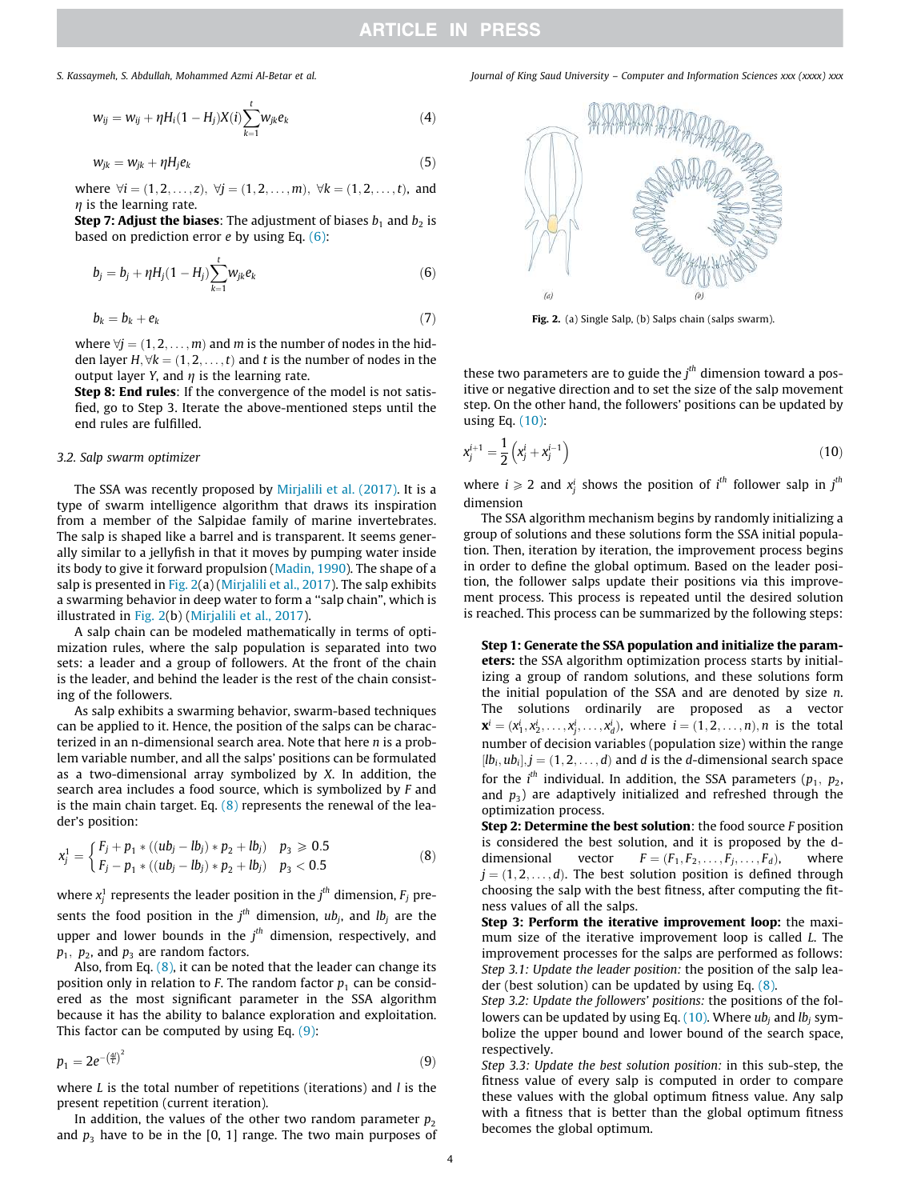$$w_{ij} = w_{ij} + \eta H_i(1 - H_j)X(i)\sum_{k=1}^{t} w_{jk} e_k \tag{4}$$

$$w_{jk} = w_{jk} + \eta H_j e_k \tag{5}$$

where $\forall i = (1, 2, \ldots, z),\ \forall j = (1, 2, \ldots, m),\ \forall k = (1, 2, \ldots, t)$, and $\eta$ is the learning rate.

**Step 7: Adjust the biases**: The adjustment of biases $b_1$ and $b_2$ is based on prediction error $e$ by using Eq. (6):

$$b_j = b_j + \eta H_j(1 - H_j)\sum_{k=1}^{t} w_{jk} e_k \tag{6}$$

$$b_k = b_k + e_k \tag{7}$$

where $\forall j = (1, 2, \ldots, m)$ and $m$ is the number of nodes in the hidden layer $H, \forall k = (1, 2, \ldots, t)$ and $t$ is the number of nodes in the output layer $Y$, and $\eta$ is the learning rate.

**Step 8: End rules**: If the convergence of the model is not satisfied, go to Step 3. Iterate the above-mentioned steps until the end rules are fulfilled.

### 3.2. Salp swarm optimizer

The SSA was recently proposed by Mirjalili et al. (2017). It is a type of swarm intelligence algorithm that draws its inspiration from a member of the Salpidae family of marine invertebrates. The salp is shaped like a barrel and is transparent. It seems generally similar to a jellyfish in that it moves by pumping water inside its body to give it forward propulsion (Madin, 1990). The shape of a salp is presented in Fig. 2(a) (Mirjalili et al., 2017). The salp exhibits a swarming behavior in deep water to form a "salp chain", which is illustrated in Fig. 2(b) (Mirjalili et al., 2017).

A salp chain can be modeled mathematically in terms of optimization rules, where the salp population is separated into two sets: a leader and a group of followers. At the front of the chain is the leader, and behind the leader is the rest of the chain consisting of the followers.

As salp exhibits a swarming behavior, swarm-based techniques can be applied to it. Hence, the position of the salps can be characterized in an n-dimensional search area. Note that here $n$ is a problem variable number, and all the salps' positions can be formulated as a two-dimensional array symbolized by $X$. In addition, the search area includes a food source, which is symbolized by $F$ and is the main chain target. Eq. (8) represents the renewal of the leader's position:

$$x_j^1 = \begin{cases} F_j + p_1 * ((ub_j - lb_j) * p_2 + lb_j) & p_3 \geqslant 0.5 \\ F_j - p_1 * ((ub_j - lb_j) * p_2 + lb_j) & p_3 < 0.5 \end{cases} \tag{8}$$

where $x_j^1$ represents the leader position in the $j^{th}$ dimension, $F_j$ presents the food position in the $j^{th}$ dimension, $ub_j$, and $lb_j$ are the upper and lower bounds in the $j^{th}$ dimension, respectively, and $p_1,\ p_2$, and $p_3$ are random factors.

Also, from Eq. (8), it can be noted that the leader can change its position only in relation to $F$. The random factor $p_1$ can be considered as the most significant parameter in the SSA algorithm because it has the ability to balance exploration and exploitation. This factor can be computed by using Eq. (9):

$$p_1 = 2e^{-\left(\frac{4l}{L}\right)^2} \tag{9}$$

where $L$ is the total number of repetitions (iterations) and $l$ is the present repetition (current iteration).

In addition, the values of the other two random parameter $p_2$ and $p_3$ have to be in the [0, 1] range. The two main purposes of these two parameters are to guide the $j^{th}$ dimension toward a positive or negative direction and to set the size of the salp movement step. On the other hand, the followers' positions can be updated by using Eq. (10):

**Fig. 2.** (a) Single Salp, (b) Salps chain (salps swarm).

$$x_j^{i+1} = \frac{1}{2}\left(x_j^i + x_j^{i-1}\right) \tag{10}$$

where $i \geqslant 2$ and $x_j^i$ shows the position of $i^{th}$ follower salp in $j^{th}$ dimension

The SSA algorithm mechanism begins by randomly initializing a group of solutions and these solutions form the SSA initial population. Then, iteration by iteration, the improvement process begins in order to define the global optimum. Based on the leader position, the follower salps update their positions via this improvement process. This process is repeated until the desired solution is reached. This process can be summarized by the following steps:

**Step 1: Generate the SSA population and initialize the parameters:** the SSA algorithm optimization process starts by initializing a group of random solutions, and these solutions form the initial population of the SSA and are denoted by size $n$. The solutions ordinarily are proposed as a vector $\mathbf{x}^i = (x_1^i, x_2^i, \ldots, x_j^i, \ldots, x_d^i)$, where $i = (1, 2, \ldots, n), n$ is the total number of decision variables (population size) within the range $[lb_i, ub_i], j = (1, 2, \ldots, d)$ and $d$ is the $d$-dimensional search space for the $i^{th}$ individual. In addition, the SSA parameters ($p_1,\ p_2$, and $p_3$) are adaptively initialized and refreshed through the optimization process.

**Step 2: Determine the best solution**: the food source $F$ position is considered the best solution, and it is proposed by the d-dimensional vector $F = (F_1, F_2, \ldots, F_j, \ldots, F_d)$, where $j = (1, 2, \ldots, d)$. The best solution position is defined through choosing the salp with the best fitness, after computing the fitness values of all the salps.

**Step 3: Perform the iterative improvement loop:** the maximum size of the iterative improvement loop is called $L$. The improvement processes for the salps are performed as follows:

*Step 3.1: Update the leader position:* the position of the salp leader (best solution) can be updated by using Eq. (8).

*Step 3.2: Update the followers' positions:* the positions of the followers can be updated by using Eq. (10). Where $ub_j$ and $lb_j$ symbolize the upper bound and lower bound of the search space, respectively.

*Step 3.3: Update the best solution position:* in this sub-step, the fitness value of every salp is computed in order to compare these values with the global optimum fitness value. Any salp with a fitness that is better than the global optimum fitness becomes the global optimum.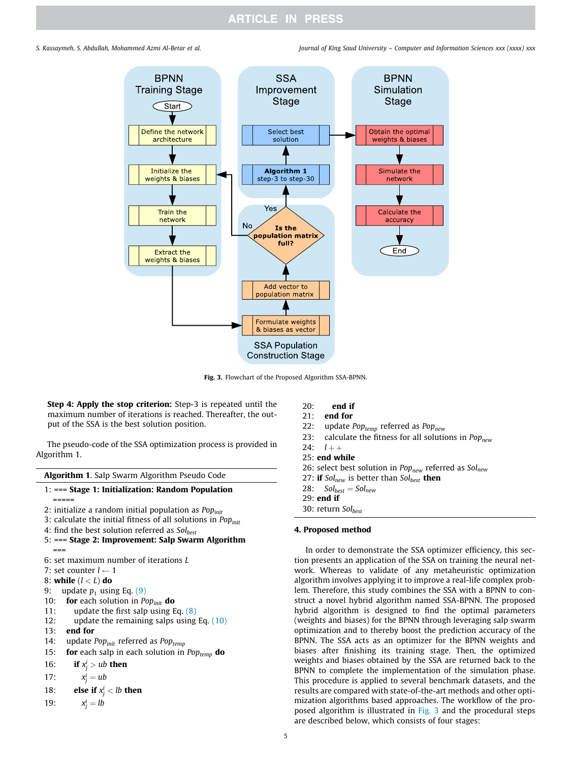Fig. 3. Flowchart of the Proposed Algorithm SSA-BPNN.

**Step 4: Apply the stop criterion:** Step-3 is repeated until the maximum number of iterations is reached. Thereafter, the output of the SSA is the best solution position.

The pseudo-code of the SSA optimization process is provided in Algorithm 1.

**Algorithm 1**. Salp Swarm Algorithm Pseudo Code

```
1: === Stage 1: Initialization: Random Population =====
2: initialize a random initial population as Pop_init
3: calculate the initial fitness of all solutions in Pop_init
4: find the best solution referred as Sol_best
5: === Stage 2: Improvement: Salp Swarm Algorithm ===
6: set maximum number of iterations L
7: set counter l ← 1
8: while (l < L) do
9:    update p_1 using Eq. (9)
10:   for each solution in Pop_init do
11:      update the first salp using Eq. (8)
12:      update the remaining salps using Eq. (10)
13:   end for
14:   update Pop_init referred as Pop_temp
15:   for each salp in each solution in Pop_temp do
16:      if x_j^i > ub then
17:         x_j^i = ub
18:      else if x_j^i < lb then
19:         x_j^i = lb
20:      end if
21:   end for
22:   update Pop_temp referred as Pop_new
23:   calculate the fitness for all solutions in Pop_new
24:   l++
25: end while
26: select best solution in Pop_new referred as Sol_new
27: if Sol_new is better than Sol_best then
28:    Sol_best = Sol_new
29: end if
30: return Sol_best
```

## 4. Proposed method

In order to demonstrate the SSA optimizer efficiency, this section presents an application of the SSA on training the neural network. Whereas to validate of any metaheuristic optimization algorithm involves applying it to improve a real-life complex problem. Therefore, this study combines the SSA with a BPNN to construct a novel hybrid algorithm named SSA-BPNN. The proposed hybrid algorithm is designed to find the optimal parameters (weights and biases) for the BPNN through leveraging salp swarm optimization and to thereby boost the prediction accuracy of the BPNN. The SSA acts as an optimizer for the BPNN weights and biases after finishing its training stage. Then, the optimized weights and biases obtained by the SSA are returned back to the BPNN to complete the implementation of the simulation phase. This procedure is applied to several benchmark datasets, and the results are compared with state-of-the-art methods and other optimization algorithms based approaches. The workflow of the proposed algorithm is illustrated in Fig. 3 and the procedural steps are described below, which consists of four stages: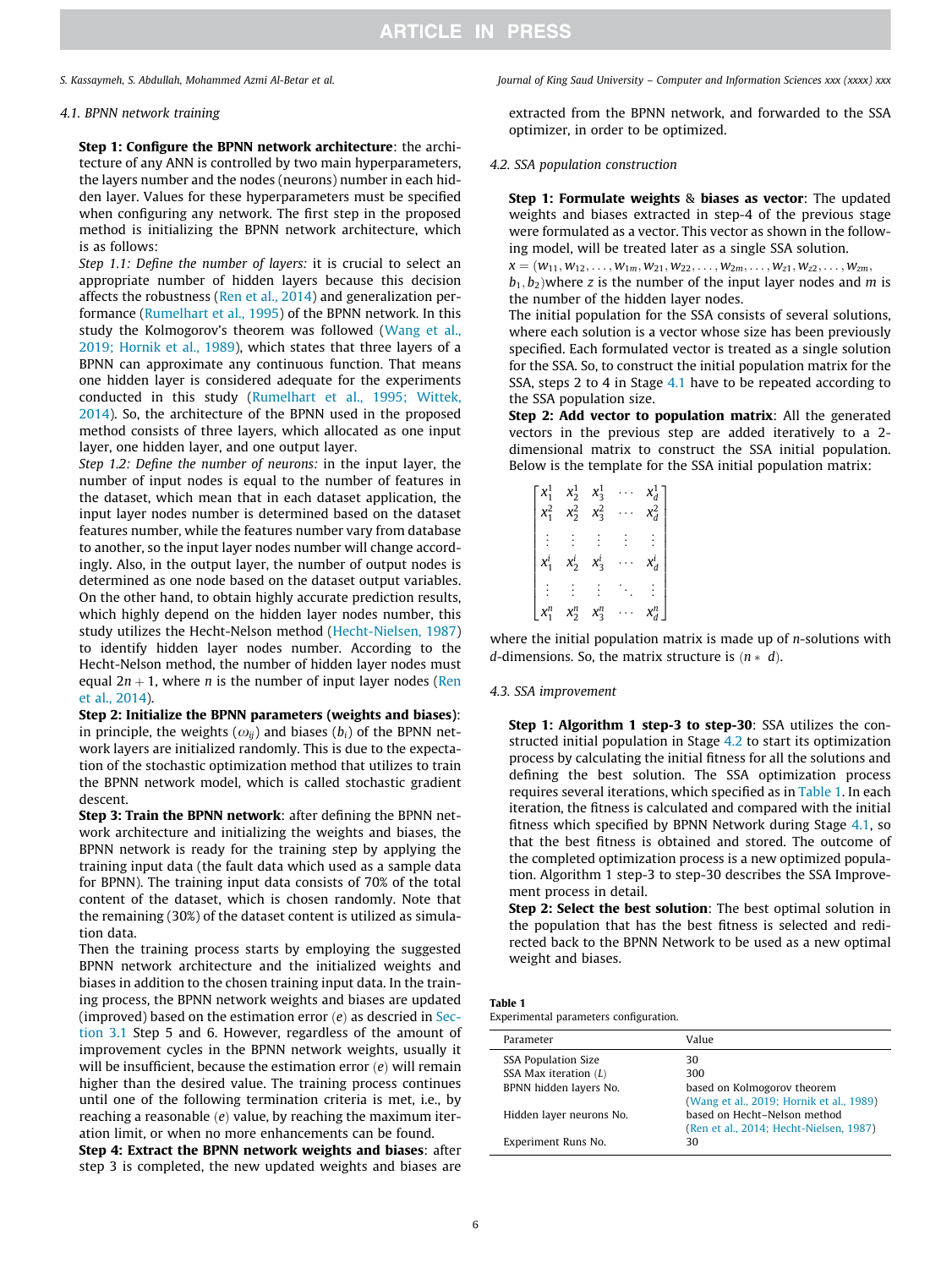### 4.1. BPNN network training

**Step 1: Configure the BPNN network architecture**: the architecture of any ANN is controlled by two main hyperparameters, the layers number and the nodes (neurons) number in each hidden layer. Values for these hyperparameters must be specified when configuring any network. The first step in the proposed method is initializing the BPNN network architecture, which is as follows:

*Step 1.1: Define the number of layers:* it is crucial to select an appropriate number of hidden layers because this decision affects the robustness (Ren et al., 2014) and generalization performance (Rumelhart et al., 1995) of the BPNN network. In this study the Kolmogorov's theorem was followed (Wang et al., 2019; Hornik et al., 1989), which states that three layers of a BPNN can approximate any continuous function. That means one hidden layer is considered adequate for the experiments conducted in this study (Rumelhart et al., 1995; Wittek, 2014). So, the architecture of the BPNN used in the proposed method consists of three layers, which allocated as one input layer, one hidden layer, and one output layer.

*Step 1.2: Define the number of neurons:* in the input layer, the number of input nodes is equal to the number of features in the dataset, which mean that in each dataset application, the input layer nodes number is determined based on the dataset features number, while the features number vary from database to another, so the input layer nodes number will change accordingly. Also, in the output layer, the number of output nodes is determined as one node based on the dataset output variables. On the other hand, to obtain highly accurate prediction results, which highly depend on the hidden layer nodes number, this study utilizes the Hecht-Nelson method (Hecht-Nielsen, 1987) to identify hidden layer nodes number. According to the Hecht-Nelson method, the number of hidden layer nodes must equal $2n + 1$, where $n$ is the number of input layer nodes (Ren et al., 2014).

**Step 2: Initialize the BPNN parameters (weights and biases)**: in principle, the weights ($\omega_{ij}$) and biases ($b_i$) of the BPNN network layers are initialized randomly. This is due to the expectation of the stochastic optimization method that utilizes to train the BPNN network model, which is called stochastic gradient descent.

**Step 3: Train the BPNN network**: after defining the BPNN network architecture and initializing the weights and biases, the BPNN network is ready for the training step by applying the training input data (the fault data which used as a sample data for BPNN). The training input data consists of 70% of the total content of the dataset, which is chosen randomly. Note that the remaining (30%) of the dataset content is utilized as simulation data.

Then the training process starts by employing the suggested BPNN network architecture and the initialized weights and biases in addition to the chosen training input data. In the training process, the BPNN network weights and biases are updated (improved) based on the estimation error ($e$) as descried in Section 3.1 Step 5 and 6. However, regardless of the amount of improvement cycles in the BPNN network weights, usually it will be insufficient, because the estimation error ($e$) will remain higher than the desired value. The training process continues until one of the following termination criteria is met, i.e., by reaching a reasonable ($e$) value, by reaching the maximum iteration limit, or when no more enhancements can be found.

**Step 4: Extract the BPNN network weights and biases**: after step 3 is completed, the new updated weights and biases are extracted from the BPNN network, and forwarded to the SSA optimizer, in order to be optimized.

### 4.2. SSA population construction

**Step 1: Formulate weights & biases as vector**: The updated weights and biases extracted in step-4 of the previous stage were formulated as a vector. This vector as shown in the following model, will be treated later as a single SSA solution.

$x = (w_{11}, w_{12}, \ldots, w_{1m}, w_{21}, w_{22}, \ldots, w_{2m}, \ldots, w_{z1}, w_{z2}, \ldots, w_{zm}, b_1, b_2)$where $z$ is the number of the input layer nodes and $m$ is the number of the hidden layer nodes.

The initial population for the SSA consists of several solutions, where each solution is a vector whose size has been previously specified. Each formulated vector is treated as a single solution for the SSA. So, to construct the initial population matrix for the SSA, steps 2 to 4 in Stage 4.1 have to be repeated according to the SSA population size.

**Step 2: Add vector to population matrix**: All the generated vectors in the previous step are added iteratively to a 2-dimensional matrix to construct the SSA initial population. Below is the template for the SSA initial population matrix:

$$\begin{bmatrix} x_1^1 & x_2^1 & x_3^1 & \cdots & x_d^1 \\ x_1^2 & x_2^2 & x_3^2 & \cdots & x_d^2 \\ \vdots & \vdots & \vdots & \vdots & \vdots \\ x_1^i & x_2^i & x_3^i & \cdots & x_d^i \\ \vdots & \vdots & \vdots & \ddots & \vdots \\ x_1^n & x_2^n & x_3^n & \cdots & x_d^n \end{bmatrix}$$

where the initial population matrix is made up of $n$-solutions with $d$-dimensions. So, the matrix structure is $(n * d)$.

### 4.3. SSA improvement

**Step 1: Algorithm 1 step-3 to step-30**: SSA utilizes the constructed initial population in Stage 4.2 to start its optimization process by calculating the initial fitness for all the solutions and defining the best solution. The SSA optimization process requires several iterations, which specified as in Table 1. In each iteration, the fitness is calculated and compared with the initial fitness which specified by BPNN Network during Stage 4.1, so that the best fitness is obtained and stored. The outcome of the completed optimization process is a new optimized population. Algorithm 1 step-3 to step-30 describes the SSA Improvement process in detail.

**Step 2: Select the best solution**: The best optimal solution in the population that has the best fitness is selected and redirected back to the BPNN Network to be used as a new optimal weight and biases.

**Table 1**
Experimental parameters configuration.

| Parameter | Value |
|---|---|
| SSA Population Size | 30 |
| SSA Max iteration ($L$) | 300 |
| BPNN hidden layers No. | based on Kolmogorov theorem (Wang et al., 2019; Hornik et al., 1989) |
| Hidden layer neurons No. | based on Hecht–Nelson method (Ren et al., 2014; Hecht-Nielsen, 1987) |
| Experiment Runs No. | 30 |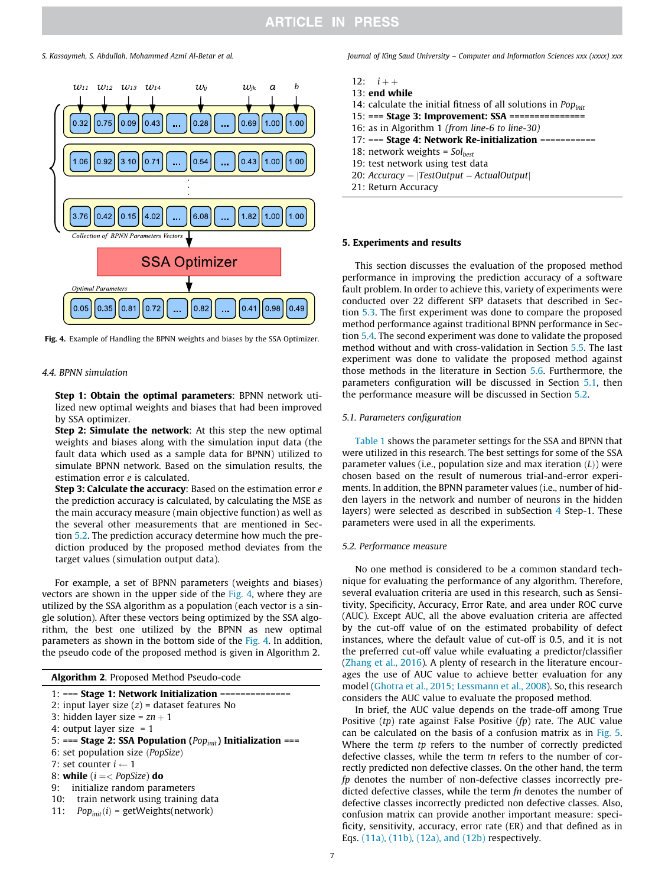Fig. 4. Example of Handling the BPNN weights and biases by the SSA Optimizer.

### 4.4. BPNN simulation

**Step 1: Obtain the optimal parameters**: BPNN network utilized new optimal weights and biases that had been improved by SSA optimizer.

**Step 2: Simulate the network**: At this step the new optimal weights and biases along with the simulation input data (the fault data which used as a sample data for BPNN) utilized to simulate BPNN network. Based on the simulation results, the estimation error $e$ is calculated.

**Step 3: Calculate the accuracy**: Based on the estimation error $e$ the prediction accuracy is calculated, by calculating the MSE as the main accuracy measure (main objective function) as well as the several other measurements that are mentioned in Section 5.2. The prediction accuracy determine how much the prediction produced by the proposed method deviates from the target values (simulation output data).

For example, a set of BPNN parameters (weights and biases) vectors are shown in the upper side of the Fig. 4, where they are utilized by the SSA algorithm as a population (each vector is a single solution). After these vectors being optimized by the SSA algorithm, the best one utilized by the BPNN as new optimal parameters as shown in the bottom side of the Fig. 4. In addition, the pseudo code of the proposed method is given in Algorithm 2.

**Algorithm 2**. Proposed Method Pseudo-code

1: === **Stage 1: Network Initialization** ==============
2: input layer size $(z)$ = dataset features No
3: hidden layer size = $zn + 1$
4: output layer size = 1
5: === **Stage 2: SSA Population** $(Pop_{init})$ **Initialization** ===
6: set population size $(PopSize)$
7: set counter $i \leftarrow 1$
8: **while** $(i =< PopSize)$ **do**
9: initialize random parameters
10: train network using training data
11: $Pop_{init}(i)$ = getWeights(network)
12: $i{+}{+}$
13: **end while**
14: calculate the initial fitness of all solutions in $Pop_{init}$
15: === **Stage 3: Improvement: SSA** ===============
16: as in Algorithm 1 *(from line-6 to line-30)*
17: === **Stage 4: Network Re-initialization** ==========
18: network weights = $Sol_{best}$
19: test network using test data
20: $Accuracy = |TestOutput - ActualOutput|$
21: Return Accuracy

## 5. Experiments and results

This section discusses the evaluation of the proposed method performance in improving the prediction accuracy of a software fault problem. In order to achieve this, variety of experiments were conducted over 22 different SFP datasets that described in Section 5.3. The first experiment was done to compare the proposed method performance against traditional BPNN performance in Section 5.4. The second experiment was done to validate the proposed method without and with cross-validation in Section 5.5. The last experiment was done to validate the proposed method against those methods in the literature in Section 5.6. Furthermore, the parameters configuration will be discussed in Section 5.1, then the performance measure will be discussed in Section 5.2.

### 5.1. Parameters configuration

Table 1 shows the parameter settings for the SSA and BPNN that were utilized in this research. The best settings for some of the SSA parameter values (i.e., population size and max iteration $(L)$) were chosen based on the result of numerous trial-and-error experiments. In addition, the BPNN parameter values (i.e., number of hidden layers in the network and number of neurons in the hidden layers) were selected as described in subSection 4 Step-1. These parameters were used in all the experiments.

### 5.2. Performance measure

No one method is considered to be a common standard technique for evaluating the performance of any algorithm. Therefore, several evaluation criteria are used in this research, such as Sensitivity, Specificity, Accuracy, Error Rate, and area under ROC curve (AUC). Except AUC, all the above evaluation criteria are affected by the cut-off value of on the estimated probability of defect instances, where the default value of cut-off is 0.5, and it is not the preferred cut-off value while evaluating a predictor/classifier (Zhang et al., 2016). A plenty of research in the literature encourages the use of AUC value to achieve better evaluation for any model (Ghotra et al., 2015; Lessmann et al., 2008). So, this research considers the AUC value to evaluate the proposed method.

In brief, the AUC value depends on the trade-off among True Positive $(tp)$ rate against False Positive $(fp)$ rate. The AUC value can be calculated on the basis of a confusion matrix as in Fig. 5. Where the term $tp$ refers to the number of correctly predicted defective classes, while the term $tn$ refers to the number of correctly predicted non defective classes. On the other hand, the term $fp$ denotes the number of non-defective classes incorrectly predicted defective classes, while the term $fn$ denotes the number of defective classes incorrectly predicted non defective classes. Also, confusion matrix can provide another important measure: specificity, sensitivity, accuracy, error rate (ER) and that defined as in Eqs. (11a), (11b), (12a), and (12b) respectively.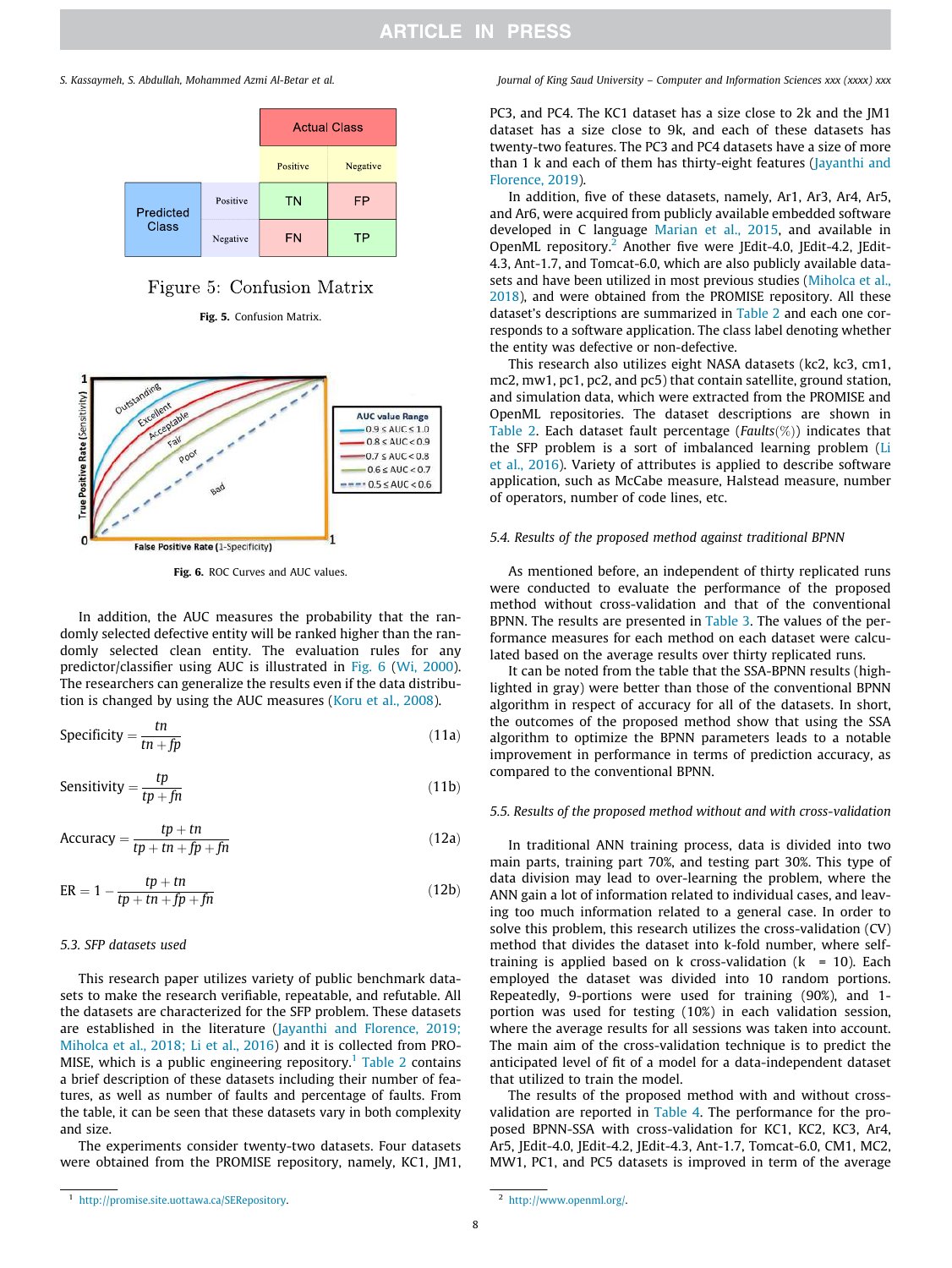Fig. 5. Confusion Matrix.

Fig. 6. ROC Curves and AUC values.

In addition, the AUC measures the probability that the randomly selected defective entity will be ranked higher than the randomly selected clean entity. The evaluation rules for any predictor/classifier using AUC is illustrated in Fig. 6 (Wi, 2000). The researchers can generalize the results even if the data distribution is changed by using the AUC measures (Koru et al., 2008).

$$\text{Specificity} = \frac{tn}{tn + fp} \tag{11a}$$

$$\text{Sensitivity} = \frac{tp}{tp + fn} \tag{11b}$$

$$\text{Accuracy} = \frac{tp + tn}{tp + tn + fp + fn} \tag{12a}$$

$$\text{ER} = 1 - \frac{tp + tn}{tp + tn + fp + fn} \tag{12b}$$

### 5.3. SFP datasets used

This research paper utilizes variety of public benchmark datasets to make the research verifiable, repeatable, and refutable. All the datasets are characterized for the SFP problem. These datasets are established in the literature (Jayanthi and Florence, 2019; Miholca et al., 2018; Li et al., 2016) and it is collected from PROMISE, which is a public engineering repository.[1] Table 2 contains a brief description of these datasets including their number of features, as well as number of faults and percentage of faults. From the table, it can be seen that these datasets vary in both complexity and size.

The experiments consider twenty-two datasets. Four datasets were obtained from the PROMISE repository, namely, KC1, JM1, PC3, and PC4. The KC1 dataset has a size close to 2k and the JM1 dataset has a size close to 9k, and each of these datasets has twenty-two features. The PC3 and PC4 datasets have a size of more than 1 k and each of them has thirty-eight features (Jayanthi and Florence, 2019).

In addition, five of these datasets, namely, Ar1, Ar3, Ar4, Ar5, and Ar6, were acquired from publicly available embedded software developed in C language Marian et al., 2015, and available in OpenML repository.[2] Another five were JEdit-4.0, JEdit-4.2, JEdit-4.3, Ant-1.7, and Tomcat-6.0, which are also publicly available datasets and have been utilized in most previous studies (Miholca et al., 2018), and were obtained from the PROMISE repository. All these dataset's descriptions are summarized in Table 2 and each one corresponds to a software application. The class label denoting whether the entity was defective or non-defective.

This research also utilizes eight NASA datasets (kc2, kc3, cm1, mc2, mw1, pc1, pc2, and pc5) that contain satellite, ground station, and simulation data, which were extracted from the PROMISE and OpenML repositories. The dataset descriptions are shown in Table 2. Each dataset fault percentage (*Faults*(%)) indicates that the SFP problem is a sort of imbalanced learning problem (Li et al., 2016). Variety of attributes is applied to describe software application, such as McCabe measure, Halstead measure, number of operators, number of code lines, etc.

### 5.4. Results of the proposed method against traditional BPNN

As mentioned before, an independent of thirty replicated runs were conducted to evaluate the performance of the proposed method without cross-validation and that of the conventional BPNN. The results are presented in Table 3. The values of the performance measures for each method on each dataset were calculated based on the average results over thirty replicated runs.

It can be noted from the table that the SSA-BPNN results (highlighted in gray) were better than those of the conventional BPNN algorithm in respect of accuracy for all of the datasets. In short, the outcomes of the proposed method show that using the SSA algorithm to optimize the BPNN parameters leads to a notable improvement in performance in terms of prediction accuracy, as compared to the conventional BPNN.

### 5.5. Results of the proposed method without and with cross-validation

In traditional ANN training process, data is divided into two main parts, training part 70%, and testing part 30%. This type of data division may lead to over-learning the problem, where the ANN gain a lot of information related to individual cases, and leaving too much information related to a general case. In order to solve this problem, this research utilizes the cross-validation (CV) method that divides the dataset into k-fold number, where self-training is applied based on k cross-validation ($k = 10$). Each employed the dataset was divided into 10 random portions. Repeatedly, 9-portions were used for training (90%), and 1-portion was used for testing (10%) in each validation session, where the average results for all sessions was taken into account. The main aim of the cross-validation technique is to predict the anticipated level of fit of a model for a data-independent dataset that utilized to train the model.

The results of the proposed method with and without cross-validation are reported in Table 4. The performance for the proposed BPNN-SSA with cross-validation for KC1, KC2, KC3, Ar4, Ar5, JEdit-4.0, JEdit-4.2, JEdit-4.3, Ant-1.7, Tomcat-6.0, CM1, MC2, MW1, PC1, and PC5 datasets is improved in term of the average

[1] http://promise.site.uottawa.ca/SERepository.

[2] http://www.openml.org/.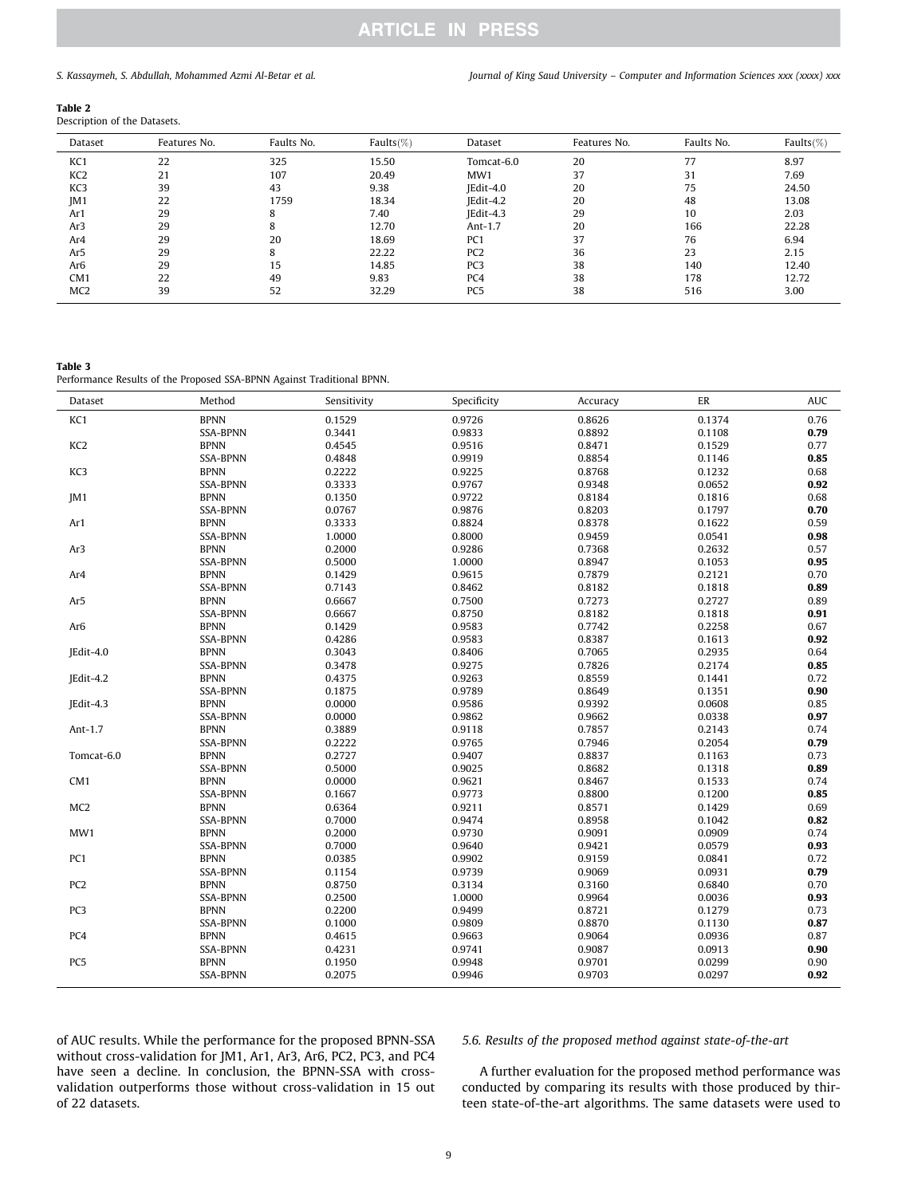**Table 2**
Description of the Datasets.

| Dataset | Features No. | Faults No. | Faults(%) | Dataset | Features No. | Faults No. | Faults(%) |
|---|---|---|---|---|---|---|---|
| KC1 | 22 | 325 | 15.50 | Tomcat-6.0 | 20 | 77 | 8.97 |
| KC2 | 21 | 107 | 20.49 | MW1 | 37 | 31 | 7.69 |
| KC3 | 39 | 43 | 9.38 | JEdit-4.0 | 20 | 75 | 24.50 |
| JM1 | 22 | 1759 | 18.34 | JEdit-4.2 | 20 | 48 | 13.08 |
| Ar1 | 29 | 8 | 7.40 | JEdit-4.3 | 29 | 10 | 2.03 |
| Ar3 | 29 | 8 | 12.70 | Ant-1.7 | 20 | 166 | 22.28 |
| Ar4 | 29 | 20 | 18.69 | PC1 | 37 | 76 | 6.94 |
| Ar5 | 29 | 8 | 22.22 | PC2 | 36 | 23 | 2.15 |
| Ar6 | 29 | 15 | 14.85 | PC3 | 38 | 140 | 12.40 |
| CM1 | 22 | 49 | 9.83 | PC4 | 38 | 178 | 12.72 |
| MC2 | 39 | 52 | 32.29 | PC5 | 38 | 516 | 3.00 |

**Table 3**
Performance Results of the Proposed SSA-BPNN Against Traditional BPNN.

| Dataset | Method | Sensitivity | Specificity | Accuracy | ER | AUC |
|---|---|---|---|---|---|---|
| KC1 | BPNN | 0.1529 | 0.9726 | 0.8626 | 0.1374 | 0.76 |
| | SSA-BPNN | 0.3441 | 0.9833 | 0.8892 | 0.1108 | **0.79** |
| KC2 | BPNN | 0.4545 | 0.9516 | 0.8471 | 0.1529 | 0.77 |
| | SSA-BPNN | 0.4848 | 0.9919 | 0.8854 | 0.1146 | **0.85** |
| KC3 | BPNN | 0.2222 | 0.9225 | 0.8768 | 0.1232 | 0.68 |
| | SSA-BPNN | 0.3333 | 0.9767 | 0.9348 | 0.0652 | **0.92** |
| JM1 | BPNN | 0.1350 | 0.9722 | 0.8184 | 0.1816 | 0.68 |
| | SSA-BPNN | 0.0767 | 0.9876 | 0.8203 | 0.1797 | **0.70** |
| Ar1 | BPNN | 0.3333 | 0.8824 | 0.8378 | 0.1622 | 0.59 |
| | SSA-BPNN | 1.0000 | 0.8000 | 0.9459 | 0.0541 | **0.98** |
| Ar3 | BPNN | 0.2000 | 0.9286 | 0.7368 | 0.2632 | 0.57 |
| | SSA-BPNN | 0.5000 | 1.0000 | 0.8947 | 0.1053 | **0.95** |
| Ar4 | BPNN | 0.1429 | 0.9615 | 0.7879 | 0.2121 | 0.70 |
| | SSA-BPNN | 0.7143 | 0.8462 | 0.8182 | 0.1818 | **0.89** |
| Ar5 | BPNN | 0.6667 | 0.7500 | 0.7273 | 0.2727 | 0.89 |
| | SSA-BPNN | 0.6667 | 0.8750 | 0.8182 | 0.1818 | **0.91** |
| Ar6 | BPNN | 0.1429 | 0.9583 | 0.7742 | 0.2258 | 0.67 |
| | SSA-BPNN | 0.4286 | 0.9583 | 0.8387 | 0.1613 | **0.92** |
| JEdit-4.0 | BPNN | 0.3043 | 0.8406 | 0.7065 | 0.2935 | 0.64 |
| | SSA-BPNN | 0.3478 | 0.9275 | 0.7826 | 0.2174 | **0.85** |
| JEdit-4.2 | BPNN | 0.4375 | 0.9263 | 0.8559 | 0.1441 | 0.72 |
| | SSA-BPNN | 0.1875 | 0.9789 | 0.8649 | 0.1351 | **0.90** |
| JEdit-4.3 | BPNN | 0.0000 | 0.9586 | 0.9392 | 0.0608 | 0.85 |
| | SSA-BPNN | 0.0000 | 0.9862 | 0.9662 | 0.0338 | **0.97** |
| Ant-1.7 | BPNN | 0.3889 | 0.9118 | 0.7857 | 0.2143 | 0.74 |
| | SSA-BPNN | 0.2222 | 0.9765 | 0.7946 | 0.2054 | **0.79** |
| Tomcat-6.0 | BPNN | 0.2727 | 0.9407 | 0.8837 | 0.1163 | 0.73 |
| | SSA-BPNN | 0.5000 | 0.9025 | 0.8682 | 0.1318 | **0.89** |
| CM1 | BPNN | 0.0000 | 0.9621 | 0.8467 | 0.1533 | 0.74 |
| | SSA-BPNN | 0.1667 | 0.9773 | 0.8800 | 0.1200 | **0.85** |
| MC2 | BPNN | 0.6364 | 0.9211 | 0.8571 | 0.1429 | 0.69 |
| | SSA-BPNN | 0.7000 | 0.9474 | 0.8958 | 0.1042 | **0.82** |
| MW1 | BPNN | 0.2000 | 0.9730 | 0.9091 | 0.0909 | 0.74 |
| | SSA-BPNN | 0.7000 | 0.9640 | 0.9421 | 0.0579 | **0.93** |
| PC1 | BPNN | 0.0385 | 0.9902 | 0.9159 | 0.0841 | 0.72 |
| | SSA-BPNN | 0.1154 | 0.9739 | 0.9069 | 0.0931 | **0.79** |
| PC2 | BPNN | 0.8750 | 0.3134 | 0.3160 | 0.6840 | 0.70 |
| | SSA-BPNN | 0.2500 | 1.0000 | 0.9964 | 0.0036 | **0.93** |
| PC3 | BPNN | 0.2200 | 0.9499 | 0.8721 | 0.1279 | 0.73 |
| | SSA-BPNN | 0.1000 | 0.9809 | 0.8870 | 0.1130 | **0.87** |
| PC4 | BPNN | 0.4615 | 0.9663 | 0.9064 | 0.0936 | 0.87 |
| | SSA-BPNN | 0.4231 | 0.9741 | 0.9087 | 0.0913 | **0.90** |
| PC5 | BPNN | 0.1950 | 0.9948 | 0.9701 | 0.0299 | 0.90 |
| | SSA-BPNN | 0.2075 | 0.9946 | 0.9703 | 0.0297 | **0.92** |

of AUC results. While the performance for the proposed BPNN-SSA without cross-validation for JM1, Ar1, Ar3, Ar6, PC2, PC3, and PC4 have seen a decline. In conclusion, the BPNN-SSA with cross-validation outperforms those without cross-validation in 15 out of 22 datasets.

### 5.6. Results of the proposed method against state-of-the-art

A further evaluation for the proposed method performance was conducted by comparing its results with those produced by thirteen state-of-the-art algorithms. The same datasets were used to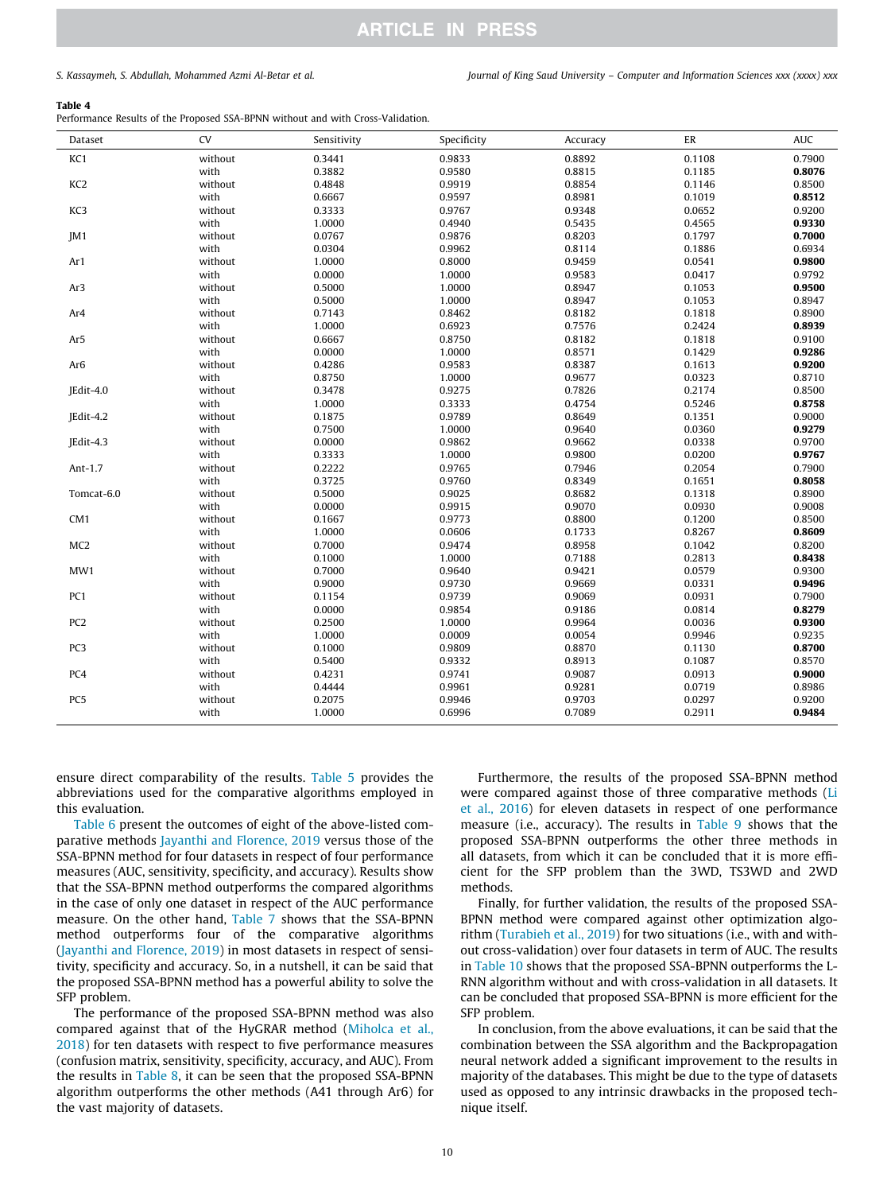**Table 4**
Performance Results of the Proposed SSA-BPNN without and with Cross-Validation.

| Dataset | CV | Sensitivity | Specificity | Accuracy | ER | AUC |
|---|---|---|---|---|---|---|
| KC1 | without | 0.3441 | 0.9833 | 0.8892 | 0.1108 | 0.7900 |
| | with | 0.3882 | 0.9580 | 0.8815 | 0.1185 | **0.8076** |
| KC2 | without | 0.4848 | 0.9919 | 0.8854 | 0.1146 | 0.8500 |
| | with | 0.6667 | 0.9597 | 0.8981 | 0.1019 | **0.8512** |
| KC3 | without | 0.3333 | 0.9767 | 0.9348 | 0.0652 | 0.9200 |
| | with | 1.0000 | 0.4940 | 0.5435 | 0.4565 | **0.9330** |
| JM1 | without | 0.0767 | 0.9876 | 0.8203 | 0.1797 | **0.7000** |
| | with | 0.0304 | 0.9962 | 0.8114 | 0.1886 | 0.6934 |
| Ar1 | without | 1.0000 | 0.8000 | 0.9459 | 0.0541 | **0.9800** |
| | with | 0.0000 | 1.0000 | 0.9583 | 0.0417 | 0.9792 |
| Ar3 | without | 0.5000 | 1.0000 | 0.8947 | 0.1053 | **0.9500** |
| | with | 0.5000 | 1.0000 | 0.8947 | 0.1053 | 0.8947 |
| Ar4 | without | 0.7143 | 0.8462 | 0.8182 | 0.1818 | 0.8900 |
| | with | 1.0000 | 0.6923 | 0.7576 | 0.2424 | **0.8939** |
| Ar5 | without | 0.6667 | 0.8750 | 0.8182 | 0.1818 | 0.9100 |
| | with | 0.0000 | 1.0000 | 0.8571 | 0.1429 | **0.9286** |
| Ar6 | without | 0.4286 | 0.9583 | 0.8387 | 0.1613 | **0.9200** |
| | with | 0.8750 | 1.0000 | 0.9677 | 0.0323 | 0.8710 |
| JEdit-4.0 | without | 0.3478 | 0.9275 | 0.7826 | 0.2174 | 0.8500 |
| | with | 1.0000 | 0.3333 | 0.4754 | 0.5246 | **0.8758** |
| JEdit-4.2 | without | 0.1875 | 0.9789 | 0.8649 | 0.1351 | 0.9000 |
| | with | 0.7500 | 1.0000 | 0.9640 | 0.0360 | **0.9279** |
| JEdit-4.3 | without | 0.0000 | 0.9862 | 0.9662 | 0.0338 | 0.9700 |
| | with | 0.3333 | 1.0000 | 0.9800 | 0.0200 | **0.9767** |
| Ant-1.7 | without | 0.2222 | 0.9765 | 0.7946 | 0.2054 | 0.7900 |
| | with | 0.3725 | 0.9760 | 0.8349 | 0.1651 | **0.8058** |
| Tomcat-6.0 | without | 0.5000 | 0.9025 | 0.8682 | 0.1318 | 0.8900 |
| | with | 0.0000 | 0.9915 | 0.9070 | 0.0930 | 0.9008 |
| CM1 | without | 0.1667 | 0.9773 | 0.8800 | 0.1200 | 0.8500 |
| | with | 1.0000 | 0.0606 | 0.1733 | 0.8267 | **0.8609** |
| MC2 | without | 0.7000 | 0.9474 | 0.8958 | 0.1042 | 0.8200 |
| | with | 0.1000 | 1.0000 | 0.7188 | 0.2813 | **0.8438** |
| MW1 | without | 0.7000 | 0.9640 | 0.9421 | 0.0579 | 0.9300 |
| | with | 0.9000 | 0.9730 | 0.9669 | 0.0331 | **0.9496** |
| PC1 | without | 0.1154 | 0.9739 | 0.9069 | 0.0931 | 0.7900 |
| | with | 0.0000 | 0.9854 | 0.9186 | 0.0814 | **0.8279** |
| PC2 | without | 0.2500 | 1.0000 | 0.9964 | 0.0036 | **0.9300** |
| | with | 1.0000 | 0.0009 | 0.0054 | 0.9946 | 0.9235 |
| PC3 | without | 0.1000 | 0.9809 | 0.8870 | 0.1130 | **0.8700** |
| | with | 0.5400 | 0.9332 | 0.8913 | 0.1087 | 0.8570 |
| PC4 | without | 0.4231 | 0.9741 | 0.9087 | 0.0913 | **0.9000** |
| | with | 0.4444 | 0.9961 | 0.9281 | 0.0719 | 0.8986 |
| PC5 | without | 0.2075 | 0.9946 | 0.9703 | 0.0297 | 0.9200 |
| | with | 1.0000 | 0.6996 | 0.7089 | 0.2911 | **0.9484** |

ensure direct comparability of the results. Table 5 provides the abbreviations used for the comparative algorithms employed in this evaluation.

Table 6 present the outcomes of eight of the above-listed comparative methods Jayanthi and Florence, 2019 versus those of the SSA-BPNN method for four datasets in respect of four performance measures (AUC, sensitivity, specificity, and accuracy). Results show that the SSA-BPNN method outperforms the compared algorithms in the case of only one dataset in respect of the AUC performance measure. On the other hand, Table 7 shows that the SSA-BPNN method outperforms four of the comparative algorithms (Jayanthi and Florence, 2019) in most datasets in respect of sensitivity, specificity and accuracy. So, in a nutshell, it can be said that the proposed SSA-BPNN method has a powerful ability to solve the SFP problem.

The performance of the proposed SSA-BPNN method was also compared against that of the HyGRAR method (Miholca et al., 2018) for ten datasets with respect to five performance measures (confusion matrix, sensitivity, specificity, accuracy, and AUC). From the results in Table 8, it can be seen that the proposed SSA-BPNN algorithm outperforms the other methods (A41 through Ar6) for the vast majority of datasets.

Furthermore, the results of the proposed SSA-BPNN method were compared against those of three comparative methods (Li et al., 2016) for eleven datasets in respect of one performance measure (i.e., accuracy). The results in Table 9 shows that the proposed SSA-BPNN outperforms the other three methods in all datasets, from which it can be concluded that it is more efficient for the SFP problem than the 3WD, TS3WD and 2WD methods.

Finally, for further validation, the results of the proposed SSA-BPNN method were compared against other optimization algorithm (Turabieh et al., 2019) for two situations (i.e., with and without cross-validation) over four datasets in term of AUC. The results in Table 10 shows that the proposed SSA-BPNN outperforms the L-RNN algorithm without and with cross-validation in all datasets. It can be concluded that proposed SSA-BPNN is more efficient for the SFP problem.

In conclusion, from the above evaluations, it can be said that the combination between the SSA algorithm and the Backpropagation neural network added a significant improvement to the results in majority of the databases. This might be due to the type of datasets used as opposed to any intrinsic drawbacks in the proposed technique itself.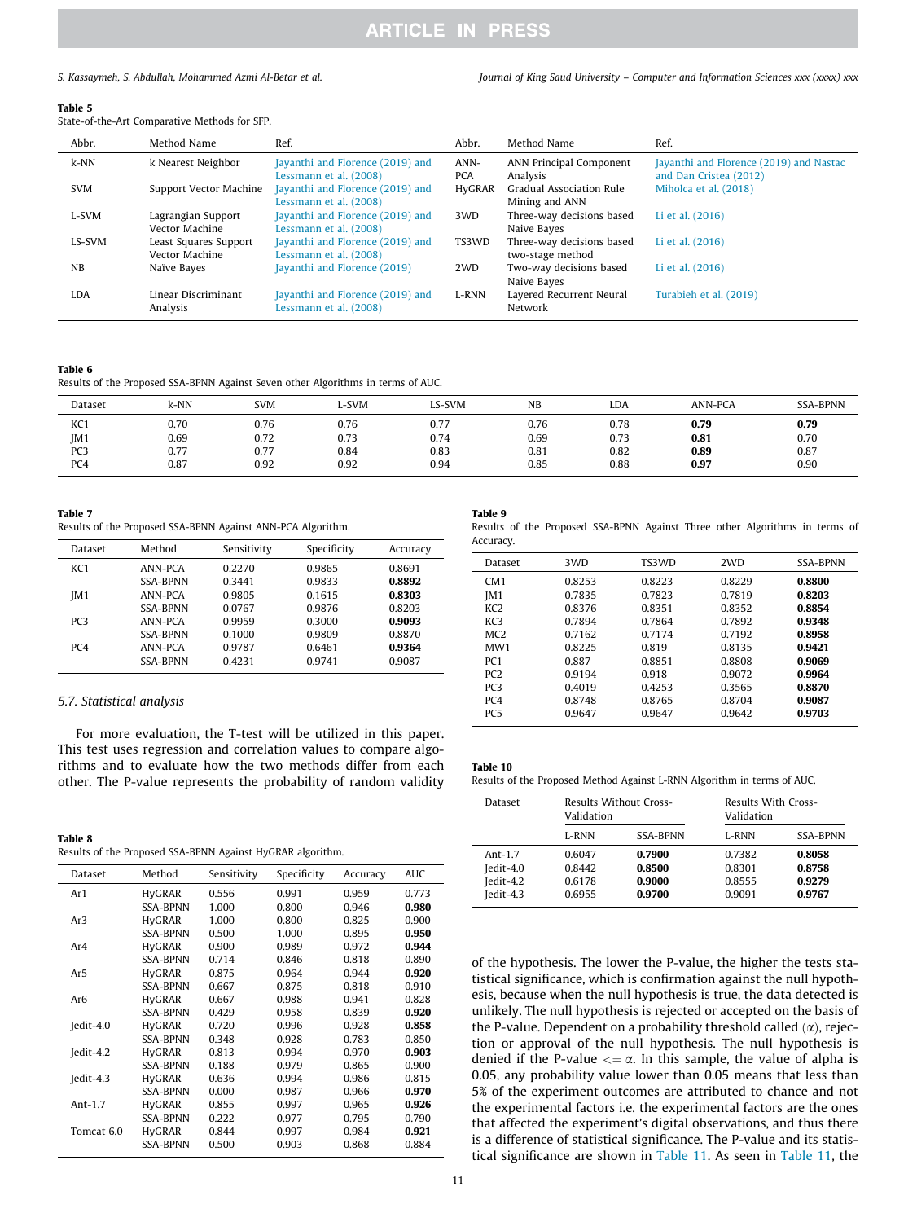**Table 5**
State-of-the-Art Comparative Methods for SFP.

| Abbr. | Method Name | Ref. | Abbr. | Method Name | Ref. |
|---|---|---|---|---|---|
| k-NN | k Nearest Neighbor | Jayanthi and Florence (2019) and Lessmann et al. (2008) | ANN-PCA | ANN Principal Component Analysis | Jayanthi and Florence (2019) and Nastac and Dan Cristea (2012) |
| SVM | Support Vector Machine | Jayanthi and Florence (2019) and Lessmann et al. (2008) | HyGRAR | Gradual Association Rule Mining and ANN | Miholca et al. (2018) |
| L-SVM | Lagrangian Support Vector Machine | Jayanthi and Florence (2019) and Lessmann et al. (2008) | 3WD | Three-way decisions based Naive Bayes | Li et al. (2016) |
| LS-SVM | Least Squares Support Vector Machine | Jayanthi and Florence (2019) and Lessmann et al. (2008) | TS3WD | Three-way decisions based two-stage method | Li et al. (2016) |
| NB | Naïve Bayes | Jayanthi and Florence (2019) | 2WD | Two-way decisions based Naive Bayes | Li et al. (2016) |
| LDA | Linear Discriminant Analysis | Jayanthi and Florence (2019) and Lessmann et al. (2008) | L-RNN | Layered Recurrent Neural Network | Turabieh et al. (2019) |

**Table 6**
Results of the Proposed SSA-BPNN Against Seven other Algorithms in terms of AUC.

| Dataset | k-NN | SVM | L-SVM | LS-SVM | NB | LDA | ANN-PCA | SSA-BPNN |
|---|---|---|---|---|---|---|---|---|
| KC1 | 0.70 | 0.76 | 0.76 | 0.77 | 0.76 | 0.78 | **0.79** | **0.79** |
| JM1 | 0.69 | 0.72 | 0.73 | 0.74 | 0.69 | 0.73 | **0.81** | 0.70 |
| PC3 | 0.77 | 0.77 | 0.84 | 0.83 | 0.81 | 0.82 | **0.89** | 0.87 |
| PC4 | 0.87 | 0.92 | 0.92 | 0.94 | 0.85 | 0.88 | **0.97** | 0.90 |

**Table 7**
Results of the Proposed SSA-BPNN Against ANN-PCA Algorithm.

| Dataset | Method | Sensitivity | Specificity | Accuracy |
|---|---|---|---|---|
| KC1 | ANN-PCA | 0.2270 | 0.9865 | 0.8691 |
| | SSA-BPNN | 0.3441 | 0.9833 | **0.8892** |
| JM1 | ANN-PCA | 0.9805 | 0.1615 | **0.8303** |
| | SSA-BPNN | 0.0767 | 0.9876 | 0.8203 |
| PC3 | ANN-PCA | 0.9959 | 0.3000 | **0.9093** |
| | SSA-BPNN | 0.1000 | 0.9809 | 0.8870 |
| PC4 | ANN-PCA | 0.9787 | 0.6461 | **0.9364** |
| | SSA-BPNN | 0.4231 | 0.9741 | 0.9087 |

**Table 8**
Results of the Proposed SSA-BPNN Against HyGRAR algorithm.

| Dataset | Method | Sensitivity | Specificity | Accuracy | AUC |
|---|---|---|---|---|---|
| Ar1 | HyGRAR | 0.556 | 0.991 | 0.959 | 0.773 |
| | SSA-BPNN | 1.000 | 0.800 | 0.946 | **0.980** |
| Ar3 | HyGRAR | 1.000 | 0.800 | 0.825 | 0.900 |
| | SSA-BPNN | 0.500 | 1.000 | 0.895 | **0.950** |
| Ar4 | HyGRAR | 0.900 | 0.989 | 0.972 | **0.944** |
| | SSA-BPNN | 0.714 | 0.846 | 0.818 | 0.890 |
| Ar5 | HyGRAR | 0.875 | 0.964 | 0.944 | **0.920** |
| | SSA-BPNN | 0.667 | 0.875 | 0.818 | 0.910 |
| Ar6 | HyGRAR | 0.667 | 0.988 | 0.941 | 0.828 |
| | SSA-BPNN | 0.429 | 0.958 | 0.839 | **0.920** |
| Jedit-4.0 | HyGRAR | 0.720 | 0.996 | 0.928 | **0.858** |
| | SSA-BPNN | 0.348 | 0.928 | 0.783 | 0.850 |
| Jedit-4.2 | HyGRAR | 0.813 | 0.994 | 0.970 | **0.903** |
| | SSA-BPNN | 0.188 | 0.979 | 0.865 | 0.900 |
| Jedit-4.3 | HyGRAR | 0.636 | 0.994 | 0.986 | 0.815 |
| | SSA-BPNN | 0.000 | 0.987 | 0.966 | **0.970** |
| Ant-1.7 | HyGRAR | 0.855 | 0.997 | 0.965 | **0.926** |
| | SSA-BPNN | 0.222 | 0.977 | 0.795 | 0.790 |
| Tomcat 6.0 | HyGRAR | 0.844 | 0.997 | 0.984 | **0.921** |
| | SSA-BPNN | 0.500 | 0.903 | 0.868 | 0.884 |

**Table 9**
Results of the Proposed SSA-BPNN Against Three other Algorithms in terms of Accuracy.

| Dataset | 3WD | TS3WD | 2WD | SSA-BPNN |
|---|---|---|---|---|
| CM1 | 0.8253 | 0.8223 | 0.8229 | **0.8800** |
| JM1 | 0.7835 | 0.7823 | 0.7819 | **0.8203** |
| KC2 | 0.8376 | 0.8351 | 0.8352 | **0.8854** |
| KC3 | 0.7894 | 0.7864 | 0.7892 | **0.9348** |
| MC2 | 0.7162 | 0.7174 | 0.7192 | **0.8958** |
| MW1 | 0.8225 | 0.819 | 0.8135 | **0.9421** |
| PC1 | 0.887 | 0.8851 | 0.8808 | **0.9069** |
| PC2 | 0.9194 | 0.918 | 0.9072 | **0.9964** |
| PC3 | 0.4019 | 0.4253 | 0.3565 | **0.8870** |
| PC4 | 0.8748 | 0.8765 | 0.8704 | **0.9087** |
| PC5 | 0.9647 | 0.9647 | 0.9642 | **0.9703** |

**Table 10**
Results of the Proposed Method Against L-RNN Algorithm in terms of AUC.

| Dataset | Results Without Cross-Validation | | Results With Cross-Validation | |
|---|---|---|---|---|
| | L-RNN | SSA-BPNN | L-RNN | SSA-BPNN |
| Ant-1.7 | 0.6047 | **0.7900** | 0.7382 | **0.8058** |
| Jedit-4.0 | 0.8442 | **0.8500** | 0.8301 | **0.8758** |
| Jedit-4.2 | 0.6178 | **0.9000** | 0.8555 | **0.9279** |
| Jedit-4.3 | 0.6955 | **0.9700** | 0.9091 | **0.9767** |

### 5.7. Statistical analysis

For more evaluation, the T-test will be utilized in this paper. This test uses regression and correlation values to compare algorithms and to evaluate how the two methods differ from each other. The P-value represents the probability of random validity of the hypothesis. The lower the P-value, the higher the tests statistical significance, which is confirmation against the null hypothesis, because when the null hypothesis is true, the data detected is unlikely. The null hypothesis is rejected or accepted on the basis of the P-value. Dependent on a probability threshold called ($\alpha$), rejection or approval of the null hypothesis. The null hypothesis is denied if the P-value $<= \alpha$. In this sample, the value of alpha is 0.05, any probability value lower than 0.05 means that less than 5% of the experiment outcomes are attributed to chance and not the experimental factors i.e. the experimental factors are the ones that affected the experiment's digital observations, and thus there is a difference of statistical significance. The P-value and its statistical significance are shown in Table 11. As seen in Table 11, the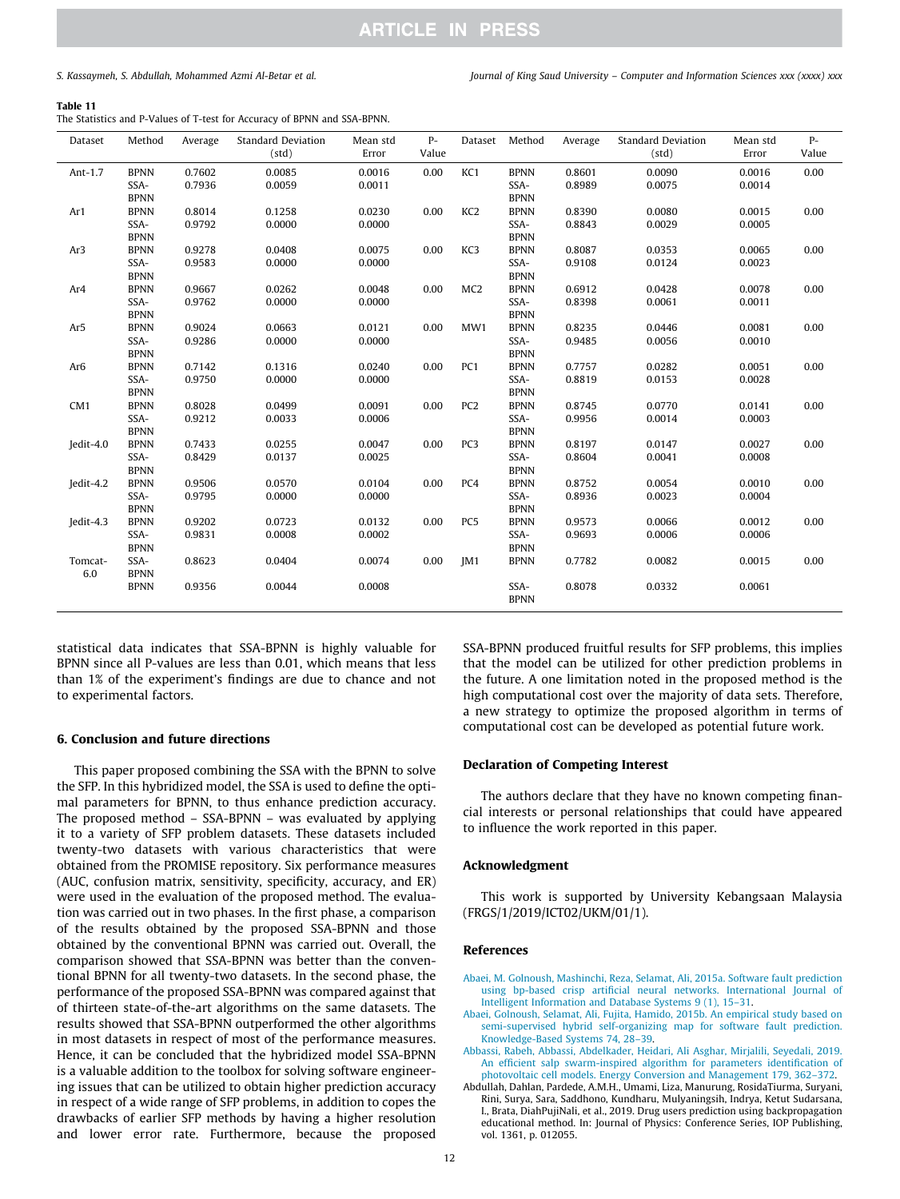**Table 11**
The Statistics and P-Values of T-test for Accuracy of BPNN and SSA-BPNN.

| Dataset | Method | Average | Standard Deviation (std) | Mean std Error | P-Value | Dataset | Method | Average | Standard Deviation (std) | Mean std Error | P-Value |
|---|---|---|---|---|---|---|---|---|---|---|---|
| Ant-1.7 | BPNN | 0.7602 | 0.0085 | 0.0016 | 0.00 | KC1 | BPNN | 0.8601 | 0.0090 | 0.0016 | 0.00 |
| | SSA-BPNN | 0.7936 | 0.0059 | 0.0011 | | | SSA-BPNN | 0.8989 | 0.0075 | 0.0014 | |
| Ar1 | BPNN | 0.8014 | 0.1258 | 0.0230 | 0.00 | KC2 | BPNN | 0.8390 | 0.0080 | 0.0015 | 0.00 |
| | SSA-BPNN | 0.9792 | 0.0000 | 0.0000 | | | SSA-BPNN | 0.8843 | 0.0029 | 0.0005 | |
| Ar3 | BPNN | 0.9278 | 0.0408 | 0.0075 | 0.00 | KC3 | BPNN | 0.8087 | 0.0353 | 0.0065 | 0.00 |
| | SSA-BPNN | 0.9583 | 0.0000 | 0.0000 | | | SSA-BPNN | 0.9108 | 0.0124 | 0.0023 | |
| Ar4 | BPNN | 0.9667 | 0.0262 | 0.0048 | 0.00 | MC2 | BPNN | 0.6912 | 0.0428 | 0.0078 | 0.00 |
| | SSA-BPNN | 0.9762 | 0.0000 | 0.0000 | | | SSA-BPNN | 0.8398 | 0.0061 | 0.0011 | |
| Ar5 | BPNN | 0.9024 | 0.0663 | 0.0121 | 0.00 | MW1 | BPNN | 0.8235 | 0.0446 | 0.0081 | 0.00 |
| | SSA-BPNN | 0.9286 | 0.0000 | 0.0000 | | | SSA-BPNN | 0.9485 | 0.0056 | 0.0010 | |
| Ar6 | BPNN | 0.7142 | 0.1316 | 0.0240 | 0.00 | PC1 | BPNN | 0.7757 | 0.0282 | 0.0051 | 0.00 |
| | SSA-BPNN | 0.9750 | 0.0000 | 0.0000 | | | SSA-BPNN | 0.8819 | 0.0153 | 0.0028 | |
| CM1 | BPNN | 0.8028 | 0.0499 | 0.0091 | 0.00 | PC2 | BPNN | 0.8745 | 0.0770 | 0.0141 | 0.00 |
| | SSA-BPNN | 0.9212 | 0.0033 | 0.0006 | | | SSA-BPNN | 0.9956 | 0.0014 | 0.0003 | |
| Jedit-4.0 | BPNN | 0.7433 | 0.0255 | 0.0047 | 0.00 | PC3 | BPNN | 0.8197 | 0.0147 | 0.0027 | 0.00 |
| | SSA-BPNN | 0.8429 | 0.0137 | 0.0025 | | | SSA-BPNN | 0.8604 | 0.0041 | 0.0008 | |
| Jedit-4.2 | BPNN | 0.9506 | 0.0570 | 0.0104 | 0.00 | PC4 | BPNN | 0.8752 | 0.0054 | 0.0010 | 0.00 |
| | SSA-BPNN | 0.9795 | 0.0000 | 0.0000 | | | SSA-BPNN | 0.8936 | 0.0023 | 0.0004 | |
| Jedit-4.3 | BPNN | 0.9202 | 0.0723 | 0.0132 | 0.00 | PC5 | BPNN | 0.9573 | 0.0066 | 0.0012 | 0.00 |
| | SSA-BPNN | 0.9831 | 0.0008 | 0.0002 | | | SSA-BPNN | 0.9693 | 0.0006 | 0.0006 | |
| Tomcat-6.0 | SSA-BPNN | 0.8623 | 0.0404 | 0.0074 | 0.00 | JM1 | BPNN | 0.7782 | 0.0082 | 0.0015 | 0.00 |
| | BPNN | 0.9356 | 0.0044 | 0.0008 | | | SSA-BPNN | 0.8078 | 0.0332 | 0.0061 | |

statistical data indicates that SSA-BPNN is highly valuable for BPNN since all P-values are less than 0.01, which means that less than 1% of the experiment's findings are due to chance and not to experimental factors.

## 6. Conclusion and future directions

This paper proposed combining the SSA with the BPNN to solve the SFP. In this hybridized model, the SSA is used to define the optimal parameters for BPNN, to thus enhance prediction accuracy. The proposed method – SSA-BPNN – was evaluated by applying it to a variety of SFP problem datasets. These datasets included twenty-two datasets with various characteristics that were obtained from the PROMISE repository. Six performance measures (AUC, confusion matrix, sensitivity, specificity, accuracy, and ER) were used in the evaluation of the proposed method. The evaluation was carried out in two phases. In the first phase, a comparison of the results obtained by the proposed SSA-BPNN and those obtained by the conventional BPNN was carried out. Overall, the comparison showed that SSA-BPNN was better than the conventional BPNN for all twenty-two datasets. In the second phase, the performance of the proposed SSA-BPNN was compared against that of thirteen state-of-the-art algorithms on the same datasets. The results showed that SSA-BPNN outperformed the other algorithms in most datasets in respect of most of the performance measures. Hence, it can be concluded that the hybridized model SSA-BPNN is a valuable addition to the toolbox for solving software engineering issues that can be utilized to obtain higher prediction accuracy in respect of a wide range of SFP problems, in addition to copes the drawbacks of earlier SFP methods by having a higher resolution and lower error rate. Furthermore, because the proposed SSA-BPNN produced fruitful results for SFP problems, this implies that the model can be utilized for other prediction problems in the future. A one limitation noted in the proposed method is the high computational cost over the majority of data sets. Therefore, a new strategy to optimize the proposed algorithm in terms of computational cost can be developed as potential future work.

## Declaration of Competing Interest

The authors declare that they have no known competing financial interests or personal relationships that could have appeared to influence the work reported in this paper.

## Acknowledgment

This work is supported by University Kebangsaan Malaysia (FRGS/1/2019/ICT02/UKM/01/1).

## References

Abaei, M. Golnoush, Mashinchi, Reza, Selamat, Ali, 2015a. Software fault prediction using bp-based crisp artificial neural networks. International Journal of Intelligent Information and Database Systems 9 (1), 15–31.

Abaei, Golnoush, Selamat, Ali, Fujita, Hamido, 2015b. An empirical study based on semi-supervised hybrid self-organizing map for software fault prediction. Knowledge-Based Systems 74, 28–39.

Abbassi, Rabeh, Abbassi, Abdelkader, Heidari, Ali Asghar, Mirjalili, Seyedali, 2019. An efficient salp swarm-inspired algorithm for parameters identification of photovoltaic cell models. Energy Conversion and Management 179, 362–372.

Abdullah, Dahlan, Pardede, A.M.H., Umami, Liza, Manurung, RosidaTiurma, Suryani, Rini, Surya, Sara, Saddhono, Kundharu, Mulyaningsih, Indrya, Ketut Sudarsana, I., Brata, DiahPujiNali, et al., 2019. Drug users prediction using backpropagation educational method. In: Journal of Physics: Conference Series, IOP Publishing, vol. 1361, p. 012055.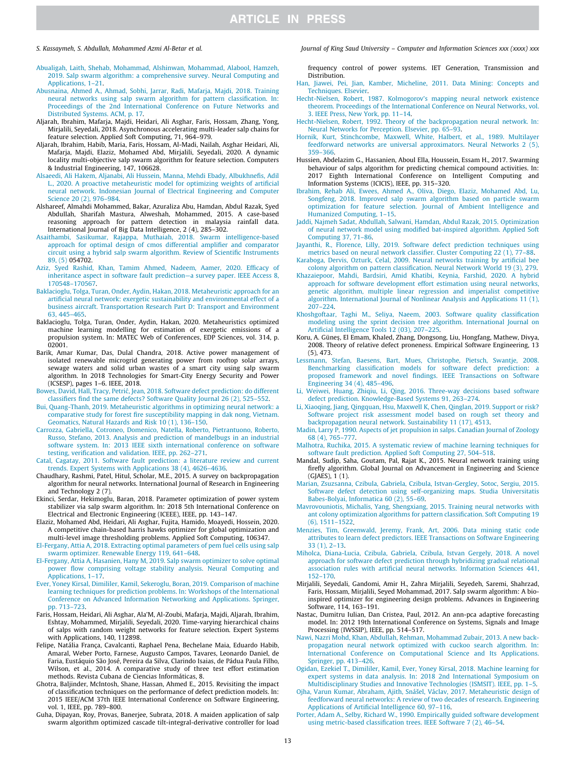Abualigah, Laith, Shehab, Mohammad, Alshinwan, Mohammad, Alabool, Hamzeh, 2019. Salp swarm algorithm: a comprehensive survey. Neural Computing and Applications, 1–21.

Abusnaina, Ahmed A., Ahmad, Sobhi, Jarrar, Radi, Mafarja, Majdi, 2018. Training neural networks using salp swarm algorithm for pattern classification. In: Proceedings of the 2nd International Conference on Future Networks and Distributed Systems. ACM, p. 17.

Aljarah, Ibrahim, Mafarja, Majdi, Heidari, Ali Asghar, Faris, Hossam, Zhang, Yong, Mirjalili, Seyedali, 2018. Asynchronous accelerating multi-leader salp chains for feature selection. Applied Soft Computing, 71, 964–979.

Aljarah, Ibrahim, Habib, Maria, Faris, Hossam, Al-Madi, Nailah, Asghar Heidari, Ali, Mafarja, Majdi, Elaziz, Mohamed Abd, Mirjalili, Seyedali, 2020. A dynamic locality multi-objective salp swarm algorithm for feature selection. Computers & Industrial Engineering, 147, 106628.

Alsaeedi, Ali Hakem, Aljanabi, Ali Hussein, Manna, Mehdi Ebady, Albukhnefis, Adil L., 2020. A proactive metaheuristic model for optimizing weights of artificial neural network. Indonesian Journal of Electrical Engineering and Computer Science 20 (2), 976–984.

Alshareef, Almahdi Mohammed, Bakar, Azuraliza Abu, Hamdan, Abdul Razak, Syed Abdullah, Sharifah Mastura, Alweshah, Mohammed, 2015. A case-based reasoning approach for pattern detection in malaysia rainfall data. International Journal of Big Data Intelligence, 2 (4), 285–302.

Asaithambi, Sasikumar, Rajappa, Muthaiah, 2018. Swarm intelligence-based approach for optimal design of cmos differential amplifier and comparator circuit using a hybrid salp swarm algorithm. Review of Scientific Instruments 89, (5) 054702.

Aziz, Syed Rashid, Khan, Tamim Ahmed, Nadeem, Aamer, 2020. Efficacy of inheritance aspect in software fault prediction—a survey paper. IEEE Access 8, 170548–170567.

Baklacioglu, Tolga, Turan, Onder, Aydin, Hakan, 2018. Metaheuristic approach for an artificial neural network: exergetic sustainability and environmental effect of a business aircraft. Transportation Research Part D: Transport and Environment 63, 445–465.

Baklacioglu, Tolga, Turan, Onder, Aydin, Hakan, 2020. Metaheuristics optimized machine learning modelling for estimation of exergetic emissions of a propulsion system. In: MATEC Web of Conferences, EDP Sciences, vol. 314, p. 02001.

Barik, Amar Kumar, Das, Dulal Chandra, 2018. Active power management of isolated renewable microgrid generating power from rooftop solar arrays, sewage waters and solid urban wastes of a smart city using salp swarm algorithm. In 2018 Technologies for Smart-City Energy Security and Power (ICSESP), pages 1–6. IEEE, 2018.

Bowes, David, Hall, Tracy, Petrić, Jean, 2018. Software defect prediction: do different classifiers find the same defects? Software Quality Journal 26 (2), 525–552.

Bui, Quang-Thanh, 2019. Metaheuristic algorithms in optimizing neural network: a comparative study for forest fire susceptibility mapping in dak nong, Vietnam. Geomatics, Natural Hazards and Risk 10 (1), 136–150.

Carrozza, Gabriella, Cotroneo, Domenico, Natella, Roberto, Pietrantuono, Roberto, Russo, Stefano, 2013. Analysis and prediction of mandelbugs in an industrial software system. In: 2013 IEEE sixth international conference on software testing, verification and validation. IEEE, pp. 262–271.

Catal, Cagatay, 2011. Software fault prediction: a literature review and current trends. Expert Systems with Applications 38 (4), 4626–4636.

Chaudhary, Rashmi, Patel, Hitul, Scholar, M.E., 2015. A survey on backpropagation algorithm for neural networks. International Journal of Research in Engineering and Technology 2 (7).

Ekinci, Serdar, Hekimoglu, Baran, 2018. Parameter optimization of power system stabilizer via salp swarm algorithm. In: 2018 5th International Conference on Electrical and Electronic Engineering (ICEEE), IEEE, pp. 143–147.

Elaziz, Mohamed Abd, Heidari, Ali Asghar, Fujita, Hamido, Moayedi, Hossein, 2020. A competitive chain-based harris hawks optimizer for global optimization and multi-level image thresholding problems. Applied Soft Computing, 106347.

El-Fergany, Attia A, 2018. Extracting optimal parameters of pem fuel cells using salp swarm optimizer. Renewable Energy 119, 641–648.

El-Fergany, Attia A, Hasanien, Hany M, 2019. Salp swarm optimizer to solve optimal power flow comprising voltage stability analysis. Neural Computing and Applications, 1–17.

Ever, Yoney Kirsal, Dimililer, Kamil, Sekeroglu, Boran, 2019. Comparison of machine learning techniques for prediction problems. In: Workshops of the International Conference on Advanced Information Networking and Applications. Springer, pp. 713–723.

Faris, Hossam, Heidari, Ali Asghar, Ala'M, Al-Zoubi, Mafarja, Majdi, Aljarah, Ibrahim, Eshtay, Mohammed, Mirjalili, Seyedali, 2020. Time-varying hierarchical chains of salps with random weight networks for feature selection. Expert Systems with Applications, 140, 112898.

Felipe, Natália França, Cavalcanti, Raphael Pena, Bechelane Maia, Eduardo Habib, Amaral, Weber Porto, Farnese, Augusto Campos, Tavares, Leonardo Daniel, de Faria, Eustáquio São José, Pereira da Silva, Clarindo Isaias, de Pádua Paula Filho, Wilson, et al., 2014. A comparative study of three test effort estimation methods. Revista Cubana de Ciencias Informáticas, 8.

Ghotra, Baljinder, McIntosh, Shane, Hassan, Ahmed E., 2015. Revisiting the impact of classification techniques on the performance of defect prediction models. In: 2015 IEEE/ACM 37th IEEE International Conference on Software Engineering, vol. 1, IEEE, pp. 789–800.

Guha, Dipayan, Roy, Provas, Banerjee, Subrata, 2018. A maiden application of salp swarm algorithm optimized cascade tilt-integral-derivative controller for load frequency control of power systems. IET Generation, Transmission and Distribution.

Han, Jiawei, Pei, Jian, Kamber, Micheline, 2011. Data Mining: Concepts and Techniques. Elsevier.

Hecht-Nielsen, Robert, 1987. Kolmogorov's mapping neural network existence theorem. Proceedings of the International Conference on Neural Networks, vol. 3. IEEE Press, New York, pp. 11–14.

Hecht-Nielsen, Robert, 1992. Theory of the backpropagation neural network. In: Neural Networks for Perception. Elsevier, pp. 65–93.

Hornik, Kurt, Stinchcombe, Maxwell, White, Halbert, et al., 1989. Multilayer feedforward networks are universal approximators. Neural Networks 2 (5), 359–366.

Hussien, Abdelazim G., Hassanien, Aboul Ella, Houssein, Essam H., 2017. Swarming behaviour of salps algorithm for predicting chemical compound activities. In: 2017 Eighth International Conference on Intelligent Computing and Information Systems (ICICIS), IEEE, pp. 315–320.

Ibrahim, Rehab Ali, Ewees, Ahmed A., Oliva, Diego, Elaziz, Mohamed Abd, Lu, Songfeng, 2018. Improved salp swarm algorithm based on particle swarm optimization for feature selection. Journal of Ambient Intelligence and Humanized Computing, 1–15.

Jaddi, Najmeh Sadat, Abdullah, Salwani, Hamdan, Abdul Razak, 2015. Optimization of neural network model using modified bat-inspired algorithm. Applied Soft Computing 37, 71–86.

Jayanthi, R., Florence, Lilly, 2019. Software defect prediction techniques using metrics based on neural network classifier. Cluster Computing 22 (1), 77–88.

Karaboga, Dervis, Ozturk, Celal, 2009. Neural networks training by artificial bee colony algorithm on pattern classification. Neural Network World 19 (3), 279.

Khazaiepoor, Mahdi, Bardsiri, Amid Khatibi, Keynia, Farshid, 2020. A hybrid approach for software development effort estimation using neural networks, genetic algorithm, multiple linear regression and imperialist competitive algorithm. International Journal of Nonlinear Analysis and Applications 11 (1), 207–224.

Khoshgoftaar, Taghi M., Seliya, Naeem, 2003. Software quality classification modeling using the sprint decision tree algorithm. International Journal on Artificial Intelligence Tools 12 (03), 207–225.

Koru, A. Güneş, El Emam, Khaled, Zhang, Dongsong, Liu, Hongfang, Mathew, Divya, 2008. Theory of relative defect proneness. Empirical Software Engineering, 13 (5), 473.

Lessmann, Stefan, Baesens, Bart, Mues, Christophe, Pietsch, Swantje, 2008. Benchmarking classification models for software defect prediction: a proposed framework and novel findings. IEEE Transactions on Software Engineering 34 (4), 485–496.

Li, Weiwei, Huang, Zhiqiu, Li, Qing, 2016. Three-way decisions based software defect prediction. Knowledge-Based Systems 91, 263–274.

Li, Xiaoqing, Jiang, Qingquan, Hsu, Maxwell K, Chen, Qinglan, 2019. Support or risk? Software project risk assessment model based on rough set theory and backpropagation neural network. Sustainability 11 (17), 4513.

Madin, Larry P, 1990. Aspects of jet propulsion in salps. Canadian Journal of Zoology 68 (4), 765–777.

Malhotra, Ruchika, 2015. A systematic review of machine learning techniques for software fault prediction. Applied Soft Computing 27, 504–518.

Mandal, Sudip, Saha, Goutam, Pal, Rajat K., 2015. Neural network training using firefly algorithm. Global Journal on Advancement in Engineering and Science (GJAES), 1 (1).

Marian, Zsuzsanna, Czibula, Gabriela, Czibula, Istvan-Gergley, Sotoc, Sergiu, 2015. Software defect detection using self-organizing maps. Studia Universitatis Babes-Bolyai, Informatica 60 (2), 55–69.

Mavrovouniotis, Michalis, Yang, Shengxiang, 2015. Training neural networks with ant colony optimization algorithms for pattern classification. Soft Computing 19 (6), 1511–1522.

Menzies, Tim, Greenwald, Jeremy, Frank, Art, 2006. Data mining static code attributes to learn defect predictors. IEEE Transactions on Software Engineering 33 (1), 2–13.

Miholca, Diana-Lucia, Czibula, Gabriela, Czibula, Istvan Gergely, 2018. A novel approach for software defect prediction through hybridizing gradual relational association rules with artificial neural networks. Information Sciences 441, 152–170.

Mirjalili, Seyedali, Gandomi, Amir H., Zahra Mirjalili, Seyedeh, Saremi, Shahrzad, Faris, Hossam, Mirjalili, Seyed Mohammad, 2017. Salp swarm algorithm: A bio-inspired optimizer for engineering design problems. Advances in Engineering Software, 114, 163–191.

Nastac, Dumitru Iulian, Dan Cristea, Paul, 2012. An ann-pca adaptive forecasting model. In: 2012 19th International Conference on Systems, Signals and Image Processing (IWSSIP), IEEE, pp. 514–517.

Nawi, Nazri Mohd, Khan, Abdullah, Rehman, Mohammad Zubair, 2013. A new back-propagation neural network optimized with cuckoo search algorithm. In: International Conference on Computational Science and Its Applications. Springer, pp. 413–426.

Ogidan, Ezekiel T., Dimililer, Kamil, Ever, Yoney Kirsal, 2018. Machine learning for expert systems in data analysis. In: 2018 2nd International Symposium on Multidisciplinary Studies and Innovative Technologies (ISMSIT). IEEE, pp. 1–5.

Ojha, Varun Kumar, Abraham, Ajith, Snášel, Václav, 2017. Metaheuristic design of feedforward neural networks: A review of two decades of research. Engineering Applications of Artificial Intelligence 60, 97–116.

Porter, Adam A., Selby, Richard W., 1990. Empirically guided software development using metric-based classification trees. IEEE Software 7 (2), 46–54.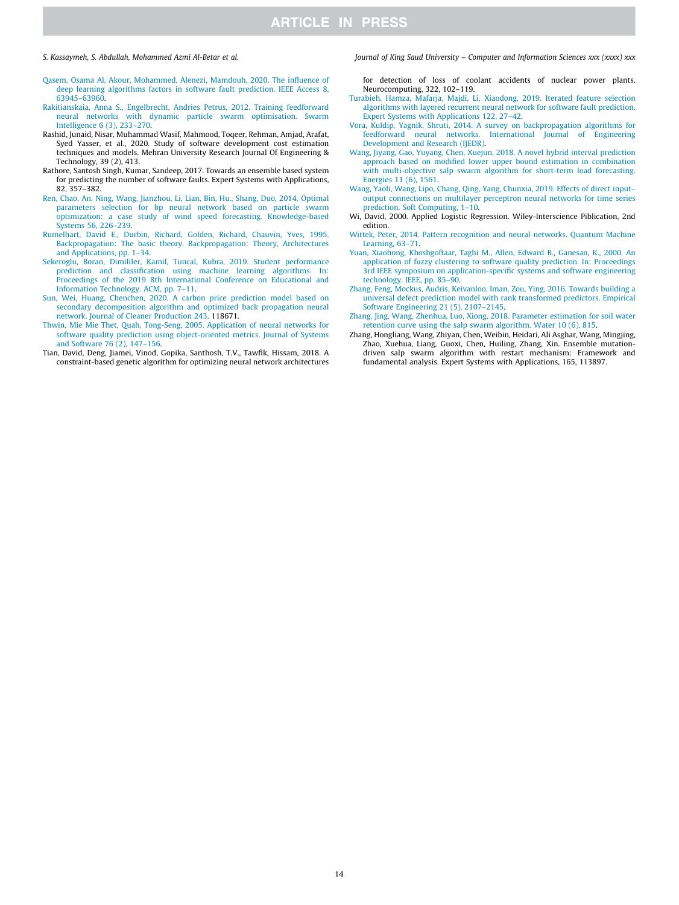Qasem, Osama Al, Akour, Mohammed, Alenezi, Mamdouh, 2020. The influence of deep learning algorithms factors in software fault prediction. IEEE Access 8, 63945–63960.

Rakitianskaia, Anna S., Engelbrecht, Andries Petrus, 2012. Training feedforward neural networks with dynamic particle swarm optimisation. Swarm Intelligence 6 (3), 233–270.

Rashid, Junaid, Nisar, Muhammad Wasif, Mahmood, Toqeer, Rehman, Amjad, Arafat, Syed Yasser, et al., 2020. Study of software development cost estimation techniques and models. Mehran University Research Journal Of Engineering & Technology, 39 (2), 413.

Rathore, Santosh Singh, Kumar, Sandeep, 2017. Towards an ensemble based system for predicting the number of software faults. Expert Systems with Applications, 82, 357–382.

Ren, Chao, An, Ning, Wang, Jianzhou, Li, Lian, Bin, Hu., Shang, Duo, 2014. Optimal parameters selection for bp neural network based on particle swarm optimization: a case study of wind speed forecasting. Knowledge-based Systems 56, 226–239.

Rumelhart, David E., Durbin, Richard, Golden, Richard, Chauvin, Yves, 1995. Backpropagation: The basic theory. Backpropagation: Theory, Architectures and Applications, pp. 1–34.

Sekeroglu, Boran, Dimililer, Kamil, Tuncal, Kubra, 2019. Student performance prediction and classification using machine learning algorithms. In: Proceedings of the 2019 8th International Conference on Educational and Information Technology. ACM, pp. 7–11.

Sun, Wei, Huang, Chenchen, 2020. A carbon price prediction model based on secondary decomposition algorithm and optimized back propagation neural network. Journal of Cleaner Production 243, 118671.

Thwin, Mie Mie Thet, Quah, Tong-Seng, 2005. Application of neural networks for software quality prediction using object-oriented metrics. Journal of Systems and Software 76 (2), 147–156.

Tian, David, Deng, Jiamei, Vinod, Gopika, Santhosh, T.V., Tawfik, Hissam, 2018. A constraint-based genetic algorithm for optimizing neural network architectures for detection of loss of coolant accidents of nuclear power plants. Neurocomputing, 322, 102–119.

Turabieh, Hamza, Mafarja, Majdi, Li, Xiaodong, 2019. Iterated feature selection algorithms with layered recurrent neural network for software fault prediction. Expert Systems with Applications 122, 27–42.

Vora, Kuldip, Yagnik, Shruti, 2014. A survey on backpropagation algorithms for feedforward neural networks. International Journal of Engineering Development and Research (IJEDR).

Wang, Jiyang, Gao, Yuyang, Chen, Xuejun, 2018. A novel hybrid interval prediction approach based on modified lower upper bound estimation in combination with multi-objective salp swarm algorithm for short-term load forecasting. Energies 11 (6), 1561.

Wang, Yaoli, Wang, Lipo, Chang, Qing, Yang, Chunxia, 2019. Effects of direct input–output connections on multilayer perceptron neural networks for time series prediction. Soft Computing, 1–10.

Wi, David, 2000. Applied Logistic Regression. Wiley-Interscience Piblication, 2nd edition.

Wittek, Peter, 2014. Pattern recognition and neural networks. Quantum Machine Learning, 63–71.

Yuan, Xiaohong, Khoshgoftaar, Taghi M., Allen, Edward B., Ganesan, K., 2000. An application of fuzzy clustering to software quality prediction. In: Proceedings 3rd IEEE symposium on application-specific systems and software engineering technology. IEEE, pp. 85–90.

Zhang, Feng, Mockus, Audris, Keivanloo, Iman, Zou, Ying, 2016. Towards building a universal defect prediction model with rank transformed predictors. Empirical Software Engineering 21 (5), 2107–2145.

Zhang, Jing, Wang, Zhenhua, Luo, Xiong, 2018. Parameter estimation for soil water retention curve using the salp swarm algorithm. Water 10 (6), 815.

Zhang, Hongliang, Wang, Zhiyan, Chen, Weibin, Heidari, Ali Asghar, Wang, Mingjing, Zhao, Xuehua, Liang, Guoxi, Chen, Huiling, Zhang, Xin. Ensemble mutation-driven salp swarm algorithm with restart mechanism: Framework and fundamental analysis. Expert Systems with Applications, 165, 113897.